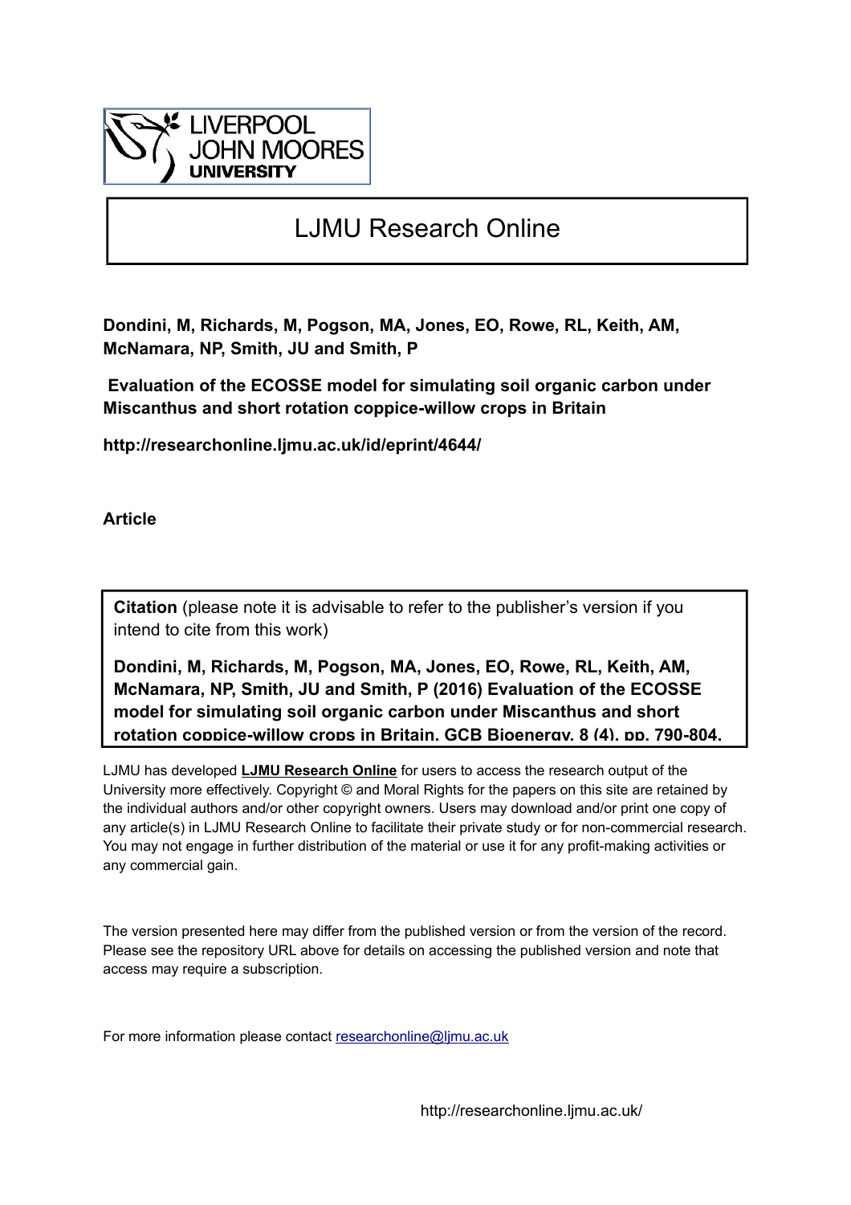LIVERPOOL JOHN MOORES UNIVERSITY

# LJMU Research Online

**Dondini, M, Richards, M, Pogson, MA, Jones, EO, Rowe, RL, Keith, AM, McNamara, NP, Smith, JU and Smith, P**

**Evaluation of the ECOSSE model for simulating soil organic carbon under Miscanthus and short rotation coppice-willow crops in Britain**

**http://researchonline.ljmu.ac.uk/id/eprint/4644/**

**Article**

**Citation** (please note it is advisable to refer to the publisher's version if you intend to cite from this work)

**Dondini, M, Richards, M, Pogson, MA, Jones, EO, Rowe, RL, Keith, AM, McNamara, NP, Smith, JU and Smith, P (2016) Evaluation of the ECOSSE model for simulating soil organic carbon under Miscanthus and short rotation coppice-willow crops in Britain. GCB Bioenergy, 8 (4). pp. 790-804.**

LJMU has developed **LJMU Research Online** for users to access the research output of the University more effectively. Copyright © and Moral Rights for the papers on this site are retained by the individual authors and/or other copyright owners. Users may download and/or print one copy of any article(s) in LJMU Research Online to facilitate their private study or for non-commercial research. You may not engage in further distribution of the material or use it for any profit-making activities or any commercial gain.

The version presented here may differ from the published version or from the version of the record. Please see the repository URL above for details on accessing the published version and note that access may require a subscription.

For more information please contact researchonline@ljmu.ac.uk

http://researchonline.ljmu.ac.uk/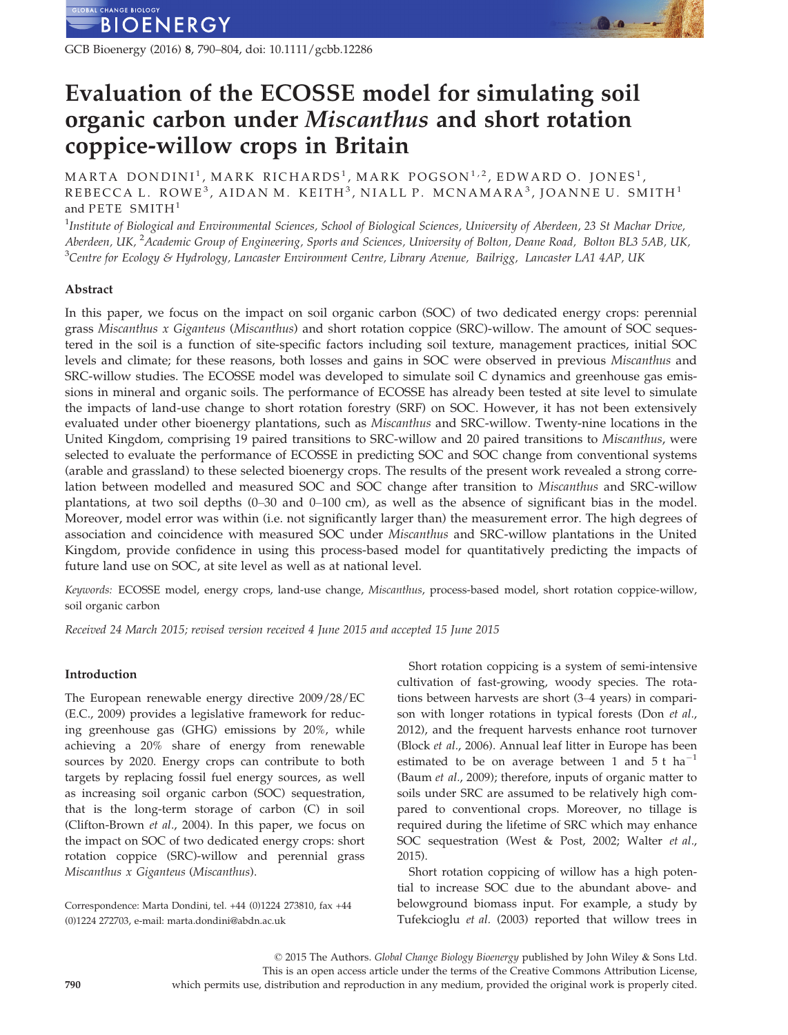# Evaluation of the ECOSSE model for simulating soil organic carbon under *Miscanthus* and short rotation coppice-willow crops in Britain

MARTA DONDINI[1], MARK RICHARDS[1], MARK POGSON[1,2], EDWARD O. JONES[1], REBECCA L. ROWE[3], AIDAN M. KEITH[3], NIALL P. MCNAMARA[3], JOANNE U. SMITH[1] and PETE SMITH[1]

[1]Institute of Biological and Environmental Sciences, School of Biological Sciences, University of Aberdeen, 23 St Machar Drive, Aberdeen, UK, [2]Academic Group of Engineering, Sports and Sciences, University of Bolton, Deane Road, Bolton BL3 5AB, UK, [3]Centre for Ecology & Hydrology, Lancaster Environment Centre, Library Avenue, Bailrigg, Lancaster LA1 4AP, UK

## Abstract

In this paper, we focus on the impact on soil organic carbon (SOC) of two dedicated energy crops: perennial grass *Miscanthus x Giganteus* (*Miscanthus*) and short rotation coppice (SRC)-willow. The amount of SOC sequestered in the soil is a function of site-specific factors including soil texture, management practices, initial SOC levels and climate; for these reasons, both losses and gains in SOC were observed in previous *Miscanthus* and SRC-willow studies. The ECOSSE model was developed to simulate soil C dynamics and greenhouse gas emissions in mineral and organic soils. The performance of ECOSSE has already been tested at site level to simulate the impacts of land-use change to short rotation forestry (SRF) on SOC. However, it has not been extensively evaluated under other bioenergy plantations, such as *Miscanthus* and SRC-willow. Twenty-nine locations in the United Kingdom, comprising 19 paired transitions to SRC-willow and 20 paired transitions to *Miscanthus*, were selected to evaluate the performance of ECOSSE in predicting SOC and SOC change from conventional systems (arable and grassland) to these selected bioenergy crops. The results of the present work revealed a strong correlation between modelled and measured SOC and SOC change after transition to *Miscanthus* and SRC-willow plantations, at two soil depths (0–30 and 0–100 cm), as well as the absence of significant bias in the model. Moreover, model error was within (i.e. not significantly larger than) the measurement error. The high degrees of association and coincidence with measured SOC under *Miscanthus* and SRC-willow plantations in the United Kingdom, provide confidence in using this process-based model for quantitatively predicting the impacts of future land use on SOC, at site level as well as at national level.

*Keywords:* ECOSSE model, energy crops, land-use change, *Miscanthus*, process-based model, short rotation coppice-willow, soil organic carbon

*Received 24 March 2015; revised version received 4 June 2015 and accepted 15 June 2015*

## Introduction

The European renewable energy directive 2009/28/EC (E.C., 2009) provides a legislative framework for reducing greenhouse gas (GHG) emissions by 20%, while achieving a 20% share of energy from renewable sources by 2020. Energy crops can contribute to both targets by replacing fossil fuel energy sources, as well as increasing soil organic carbon (SOC) sequestration, that is the long-term storage of carbon (C) in soil (Clifton-Brown *et al.*, 2004). In this paper, we focus on the impact on SOC of two dedicated energy crops: short rotation coppice (SRC)-willow and perennial grass *Miscanthus x Giganteus* (*Miscanthus*).

Correspondence: Marta Dondini, tel. +44 (0)1224 273810, fax +44 (0)1224 272703, e-mail: marta.dondini@abdn.ac.uk

Short rotation coppicing is a system of semi-intensive cultivation of fast-growing, woody species. The rotations between harvests are short (3–4 years) in comparison with longer rotations in typical forests (Don *et al.*, 2012), and the frequent harvests enhance root turnover (Block *et al.*, 2006). Annual leaf litter in Europe has been estimated to be on average between 1 and 5 t $ha^{-1}$ (Baum *et al.*, 2009); therefore, inputs of organic matter to soils under SRC are assumed to be relatively high compared to conventional crops. Moreover, no tillage is required during the lifetime of SRC which may enhance SOC sequestration (West & Post, 2002; Walter *et al.*, 2015).

Short rotation coppicing of willow has a high potential to increase SOC due to the abundant above- and belowground biomass input. For example, a study by Tufekcioglu *et al.* (2003) reported that willow trees in

© 2015 The Authors. *Global Change Biology Bioenergy* published by John Wiley & Sons Ltd. This is an open access article under the terms of the Creative Commons Attribution License, which permits use, distribution and reproduction in any medium, provided the original work is properly cited.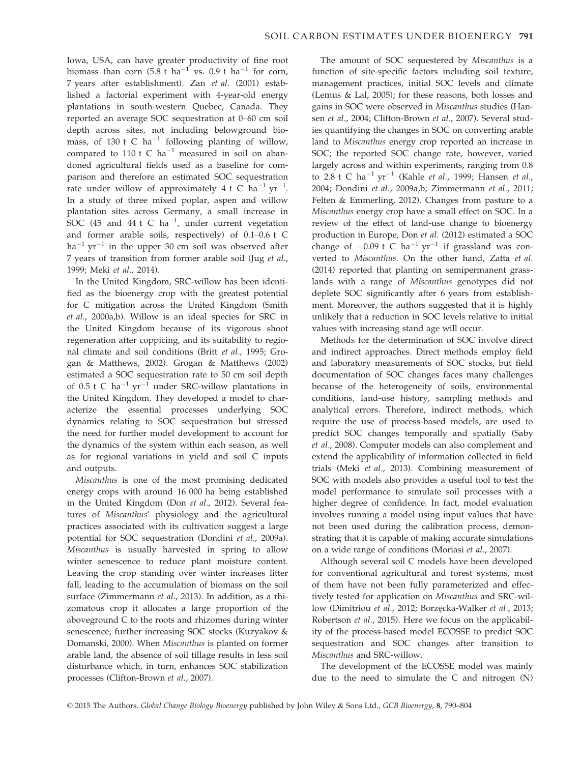Iowa, USA, can have greater productivity of fine root biomass than corn (5.8 t ha$^{-1}$ vs. 0.9 t ha$^{-1}$ for corn, 7 years after establishment). Zan *et al.* (2001) established a factorial experiment with 4-year-old energy plantations in south-western Quebec, Canada. They reported an average SOC sequestration at 0–60 cm soil depth across sites, not including belowground biomass, of 130 t C ha$^{-1}$ following planting of willow, compared to 110 t C ha$^{-1}$ measured in soil on abandoned agricultural fields used as a baseline for comparison and therefore an estimated SOC sequestration rate under willow of approximately 4 t C ha$^{-1}$ yr$^{-1}$. In a study of three mixed poplar, aspen and willow plantation sites across Germany, a small increase in SOC (45 and 44 t C ha$^{-1}$, under current vegetation and former arable soils, respectively) of 0.1–0.6 t C ha$^{-1}$ yr$^{-1}$ in the upper 30 cm soil was observed after 7 years of transition from former arable soil (Jug *et al.*, 1999; Meki *et al.*, 2014).

In the United Kingdom, SRC-willow has been identified as the bioenergy crop with the greatest potential for C mitigation across the United Kingdom (Smith *et al.*, 2000a,b). Willow is an ideal species for SRC in the United Kingdom because of its vigorous shoot regeneration after coppicing, and its suitability to regional climate and soil conditions (Britt *et al.*, 1995; Grogan & Matthews, 2002). Grogan & Matthews (2002) estimated a SOC sequestration rate to 50 cm soil depth of 0.5 t C ha$^{-1}$ yr$^{-1}$ under SRC-willow plantations in the United Kingdom. They developed a model to characterize the essential processes underlying SOC dynamics relating to SOC sequestration but stressed the need for further model development to account for the dynamics of the system within each season, as well as for regional variations in yield and soil C inputs and outputs.

*Miscanthus* is one of the most promising dedicated energy crops with around 16 000 ha being established in the United Kingdom (Don *et al.*, 2012). Several features of *Miscanthus*' physiology and the agricultural practices associated with its cultivation suggest a large potential for SOC sequestration (Dondini *et al.*, 2009a). *Miscanthus* is usually harvested in spring to allow winter senescence to reduce plant moisture content. Leaving the crop standing over winter increases litter fall, leading to the accumulation of biomass on the soil surface (Zimmermann *et al.*, 2013). In addition, as a rhizomatous crop it allocates a large proportion of the aboveground C to the roots and rhizomes during winter senescence, further increasing SOC stocks (Kuzyakov & Domanski, 2000). When *Miscanthus* is planted on former arable land, the absence of soil tillage results in less soil disturbance which, in turn, enhances SOC stabilization processes (Clifton-Brown *et al.*, 2007).

The amount of SOC sequestered by *Miscanthus* is a function of site-specific factors including soil texture, management practices, initial SOC levels and climate (Lemus & Lal, 2005); for these reasons, both losses and gains in SOC were observed in *Miscanthus* studies (Hansen *et al.*, 2004; Clifton-Brown *et al.*, 2007). Several studies quantifying the changes in SOC on converting arable land to *Miscanthus* energy crop reported an increase in SOC; the reported SOC change rate, however, varied largely across and within experiments, ranging from 0.8 to 2.8 t C ha$^{-1}$ yr$^{-1}$ (Kahle *et al.*, 1999; Hansen *et al.*, 2004; Dondini *et al.*, 2009a,b; Zimmermann *et al.*, 2011; Felten & Emmerling, 2012). Changes from pasture to a *Miscanthus* energy crop have a small effect on SOC. In a review of the effect of land-use change to bioenergy production in Europe, Don *et al.* (2012) estimated a SOC change of −0.09 t C ha$^{-1}$ yr$^{-1}$ if grassland was converted to *Miscanthus*. On the other hand, Zatta *et al.* (2014) reported that planting on semipermanent grasslands with a range of *Miscanthus* genotypes did not deplete SOC significantly after 6 years from establishment. Moreover, the authors suggested that it is highly unlikely that a reduction in SOC levels relative to initial values with increasing stand age will occur.

Methods for the determination of SOC involve direct and indirect approaches. Direct methods employ field and laboratory measurements of SOC stocks, but field documentation of SOC changes faces many challenges because of the heterogeneity of soils, environmental conditions, land-use history, sampling methods and analytical errors. Therefore, indirect methods, which require the use of process-based models, are used to predict SOC changes temporally and spatially (Saby *et al.*, 2008). Computer models can also complement and extend the applicability of information collected in field trials (Meki *et al.*, 2013). Combining measurement of SOC with models also provides a useful tool to test the model performance to simulate soil processes with a higher degree of confidence. In fact, model evaluation involves running a model using input values that have not been used during the calibration process, demonstrating that it is capable of making accurate simulations on a wide range of conditions (Moriasi *et al.*, 2007).

Although several soil C models have been developed for conventional agricultural and forest systems, most of them have not been fully parameterized and effectively tested for application on *Miscanthus* and SRC-willow (Dimitriou *et al.*, 2012; Borzęcka-Walker *et al.*, 2013; Robertson *et al.*, 2015). Here we focus on the applicability of the process-based model ECOSSE to predict SOC sequestration and SOC changes after transition to *Miscanthus* and SRC-willow.

The development of the ECOSSE model was mainly due to the need to simulate the C and nitrogen (N)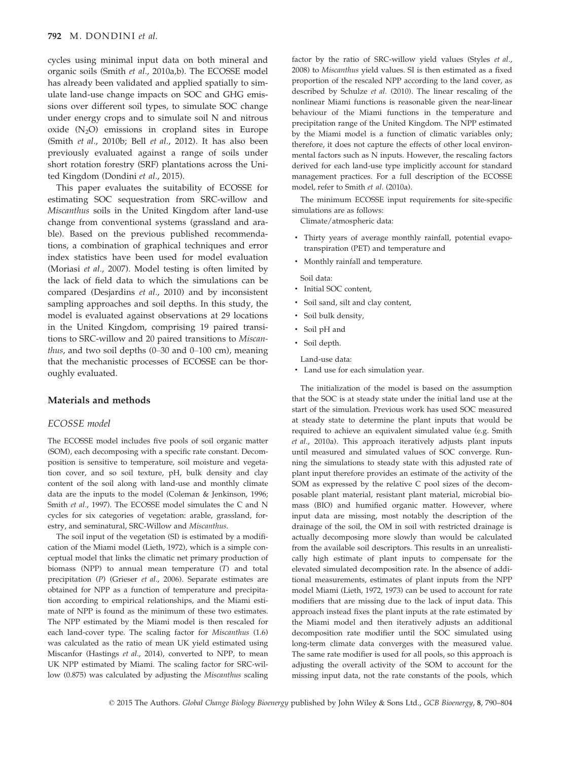cycles using minimal input data on both mineral and organic soils (Smith *et al.*, 2010a,b). The ECOSSE model has already been validated and applied spatially to simulate land-use change impacts on SOC and GHG emissions over different soil types, to simulate SOC change under energy crops and to simulate soil N and nitrous oxide ($N_2O$) emissions in cropland sites in Europe (Smith *et al.*, 2010b; Bell *et al.*, 2012). It has also been previously evaluated against a range of soils under short rotation forestry (SRF) plantations across the United Kingdom (Dondini *et al.*, 2015).

This paper evaluates the suitability of ECOSSE for estimating SOC sequestration from SRC-willow and *Miscanthus* soils in the United Kingdom after land-use change from conventional systems (grassland and arable). Based on the previous published recommendations, a combination of graphical techniques and error index statistics have been used for model evaluation (Moriasi *et al.*, 2007). Model testing is often limited by the lack of field data to which the simulations can be compared (Desjardins *et al.*, 2010) and by inconsistent sampling approaches and soil depths. In this study, the model is evaluated against observations at 29 locations in the United Kingdom, comprising 19 paired transitions to SRC-willow and 20 paired transitions to *Miscanthus*, and two soil depths (0–30 and 0–100 cm), meaning that the mechanistic processes of ECOSSE can be thoroughly evaluated.

## Materials and methods

### ECOSSE model

The ECOSSE model includes five pools of soil organic matter (SOM), each decomposing with a specific rate constant. Decomposition is sensitive to temperature, soil moisture and vegetation cover, and so soil texture, pH, bulk density and clay content of the soil along with land-use and monthly climate data are the inputs to the model (Coleman & Jenkinson, 1996; Smith *et al.*, 1997). The ECOSSE model simulates the C and N cycles for six categories of vegetation: arable, grassland, forestry, and seminatural, SRC-Willow and *Miscanthus*.

The soil input of the vegetation (SI) is estimated by a modification of the Miami model (Lieth, 1972), which is a simple conceptual model that links the climatic net primary production of biomass (NPP) to annual mean temperature ($T$) and total precipitation ($P$) (Grieser *et al.*, 2006). Separate estimates are obtained for NPP as a function of temperature and precipitation according to empirical relationships, and the Miami estimate of NPP is found as the minimum of these two estimates. The NPP estimated by the Miami model is then rescaled for each land-cover type. The scaling factor for *Miscanthus* (1.6) was calculated as the ratio of mean UK yield estimated using Miscanfor (Hastings *et al.*, 2014), converted to NPP, to mean UK NPP estimated by Miami. The scaling factor for SRC-willow (0.875) was calculated by adjusting the *Miscanthus* scaling factor by the ratio of SRC-willow yield values (Styles *et al.*, 2008) to *Miscanthus* yield values. SI is then estimated as a fixed proportion of the rescaled NPP according to the land cover, as described by Schulze *et al.* (2010). The linear rescaling of the nonlinear Miami functions is reasonable given the near-linear behaviour of the Miami functions in the temperature and precipitation range of the United Kingdom. The NPP estimated by the Miami model is a function of climatic variables only; therefore, it does not capture the effects of other local environmental factors such as N inputs. However, the rescaling factors derived for each land-use type implicitly account for standard management practices. For a full description of the ECOSSE model, refer to Smith *et al.* (2010a).

The minimum ECOSSE input requirements for site-specific simulations are as follows:

Climate/atmospheric data:

- Thirty years of average monthly rainfall, potential evapotranspiration (PET) and temperature and
- Monthly rainfall and temperature.

Soil data:

- Initial SOC content,
- Soil sand, silt and clay content,
- Soil bulk density,
- Soil pH and
- Soil depth.

Land-use data:

- Land use for each simulation year.

The initialization of the model is based on the assumption that the SOC is at steady state under the initial land use at the start of the simulation. Previous work has used SOC measured at steady state to determine the plant inputs that would be required to achieve an equivalent simulated value (e.g. Smith *et al.*, 2010a). This approach iteratively adjusts plant inputs until measured and simulated values of SOC converge. Running the simulations to steady state with this adjusted rate of plant input therefore provides an estimate of the activity of the SOM as expressed by the relative C pool sizes of the decomposable plant material, resistant plant material, microbial biomass (BIO) and humified organic matter. However, where input data are missing, most notably the description of the drainage of the soil, the OM in soil with restricted drainage is actually decomposing more slowly than would be calculated from the available soil descriptors. This results in an unrealistically high estimate of plant inputs to compensate for the elevated simulated decomposition rate. In the absence of additional measurements, estimates of plant inputs from the NPP model Miami (Lieth, 1972, 1973) can be used to account for rate modifiers that are missing due to the lack of input data. This approach instead fixes the plant inputs at the rate estimated by the Miami model and then iteratively adjusts an additional decomposition rate modifier until the SOC simulated using long-term climate data converges with the measured value. The same rate modifier is used for all pools, so this approach is adjusting the overall activity of the SOM to account for the missing input data, not the rate constants of the pools, which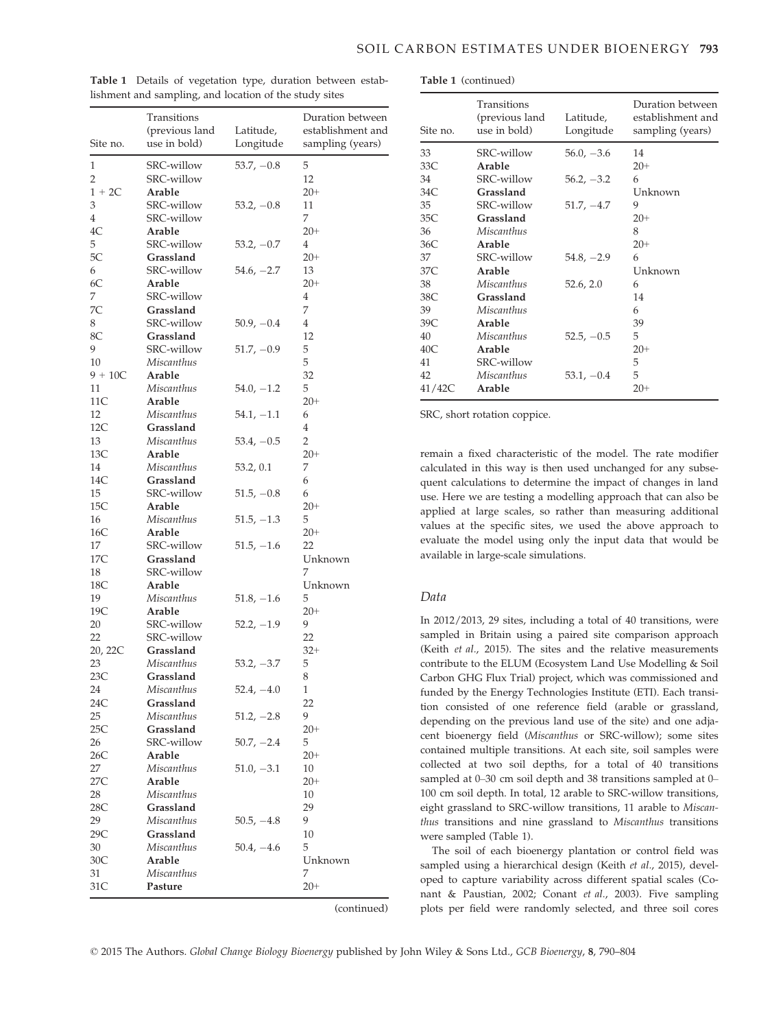**Table 1** Details of vegetation type, duration between establishment and sampling, and location of the study sites

| Site no. | Transitions (previous land use in bold) | Latitude, Longitude | Duration between establishment and sampling (years) |
|---|---|---|---|
| 1 | SRC-willow | 53.7, −0.8 | 5 |
| 2 | SRC-willow | | 12 |
| 1 + 2C | **Arable** | | 20+ |
| 3 | SRC-willow | 53.2, −0.8 | 11 |
| 4 | SRC-willow | | 7 |
| 4C | **Arable** | | 20+ |
| 5 | SRC-willow | 53.2, −0.7 | 4 |
| 5C | **Grassland** | | 20+ |
| 6 | SRC-willow | 54.6, −2.7 | 13 |
| 6C | **Arable** | | 20+ |
| 7 | SRC-willow | | 4 |
| 7C | **Grassland** | | 7 |
| 8 | SRC-willow | 50.9, −0.4 | 4 |
| 8C | **Grassland** | | 12 |
| 9 | SRC-willow | 51.7, −0.9 | 5 |
| 10 | *Miscanthus* | | 5 |
| 9 + 10C | **Arable** | | 32 |
| 11 | *Miscanthus* | 54.0, −1.2 | 5 |
| 11C | **Arable** | | 20+ |
| 12 | *Miscanthus* | 54.1, −1.1 | 6 |
| 12C | **Grassland** | | 4 |
| 13 | *Miscanthus* | 53.4, −0.5 | 2 |
| 13C | **Arable** | | 20+ |
| 14 | *Miscanthus* | 53.2, 0.1 | 7 |
| 14C | **Grassland** | | 6 |
| 15 | SRC-willow | 51.5, −0.8 | 6 |
| 15C | **Arable** | | 20+ |
| 16 | *Miscanthus* | 51.5, −1.3 | 5 |
| 16C | **Arable** | | 20+ |
| 17 | SRC-willow | 51.5, −1.6 | 22 |
| 17C | **Grassland** | | Unknown |
| 18 | SRC-willow | | 7 |
| 18C | **Arable** | | Unknown |
| 19 | *Miscanthus* | 51.8, −1.6 | 5 |
| 19C | **Arable** | | 20+ |
| 20 | SRC-willow | 52.2, −1.9 | 9 |
| 22 | SRC-willow | | 22 |
| 20, 22C | **Grassland** | | 32+ |
| 23 | *Miscanthus* | 53.2, −3.7 | 5 |
| 23C | **Grassland** | | 8 |
| 24 | *Miscanthus* | 52.4, −4.0 | 1 |
| 24C | **Grassland** | | 22 |
| 25 | *Miscanthus* | 51.2, −2.8 | 9 |
| 25C | **Grassland** | | 20+ |
| 26 | SRC-willow | 50.7, −2.4 | 5 |
| 26C | **Arable** | | 20+ |
| 27 | *Miscanthus* | 51.0, −3.1 | 10 |
| 27C | **Arable** | | 20+ |
| 28 | *Miscanthus* | | 10 |
| 28C | **Grassland** | | 29 |
| 29 | *Miscanthus* | 50.5, −4.8 | 9 |
| 29C | **Grassland** | | 10 |
| 30 | *Miscanthus* | 50.4, −4.6 | 5 |
| 30C | **Arable** | | Unknown |
| 31 | *Miscanthus* | | 7 |
| 31C | **Pasture** | | 20+ |
| 33 | SRC-willow | 56.0, −3.6 | 14 |
| 33C | **Arable** | | 20+ |
| 34 | SRC-willow | 56.2, −3.2 | 6 |
| 34C | **Grassland** | | Unknown |
| 35 | SRC-willow | 51.7, −4.7 | 9 |
| 35C | **Grassland** | | 20+ |
| 36 | *Miscanthus* | | 8 |
| 36C | **Arable** | | 20+ |
| 37 | SRC-willow | 54.8, −2.9 | 6 |
| 37C | **Arable** | | Unknown |
| 38 | *Miscanthus* | 52.6, 2.0 | 6 |
| 38C | **Grassland** | | 14 |
| 39 | *Miscanthus* | | 6 |
| 39C | **Arable** | | 39 |
| 40 | *Miscanthus* | 52.5, −0.5 | 5 |
| 40C | **Arable** | | 20+ |
| 41 | SRC-willow | | 5 |
| 42 | *Miscanthus* | 53.1, −0.4 | 5 |
| 41/42C | **Arable** | | 20+ |

SRC, short rotation coppice.

remain a fixed characteristic of the model. The rate modifier calculated in this way is then used unchanged for any subsequent calculations to determine the impact of changes in land use. Here we are testing a modelling approach that can also be applied at large scales, so rather than measuring additional values at the specific sites, we used the above approach to evaluate the model using only the input data that would be available in large-scale simulations.

### Data

In 2012/2013, 29 sites, including a total of 40 transitions, were sampled in Britain using a paired site comparison approach (Keith *et al.*, 2015). The sites and the relative measurements contribute to the ELUM (Ecosystem Land Use Modelling & Soil Carbon GHG Flux Trial) project, which was commissioned and funded by the Energy Technologies Institute (ETI). Each transition consisted of one reference field (arable or grassland, depending on the previous land use of the site) and one adjacent bioenergy field (*Miscanthus* or SRC-willow); some sites contained multiple transitions. At each site, soil samples were collected at two soil depths, for a total of 40 transitions sampled at 0–30 cm soil depth and 38 transitions sampled at 0–100 cm soil depth. In total, 12 arable to SRC-willow transitions, eight grassland to SRC-willow transitions, 11 arable to *Miscanthus* transitions and nine grassland to *Miscanthus* transitions were sampled (Table 1).

The soil of each bioenergy plantation or control field was sampled using a hierarchical design (Keith *et al.*, 2015), developed to capture variability across different spatial scales (Conant & Paustian, 2002; Conant *et al.*, 2003). Five sampling plots per field were randomly selected, and three soil cores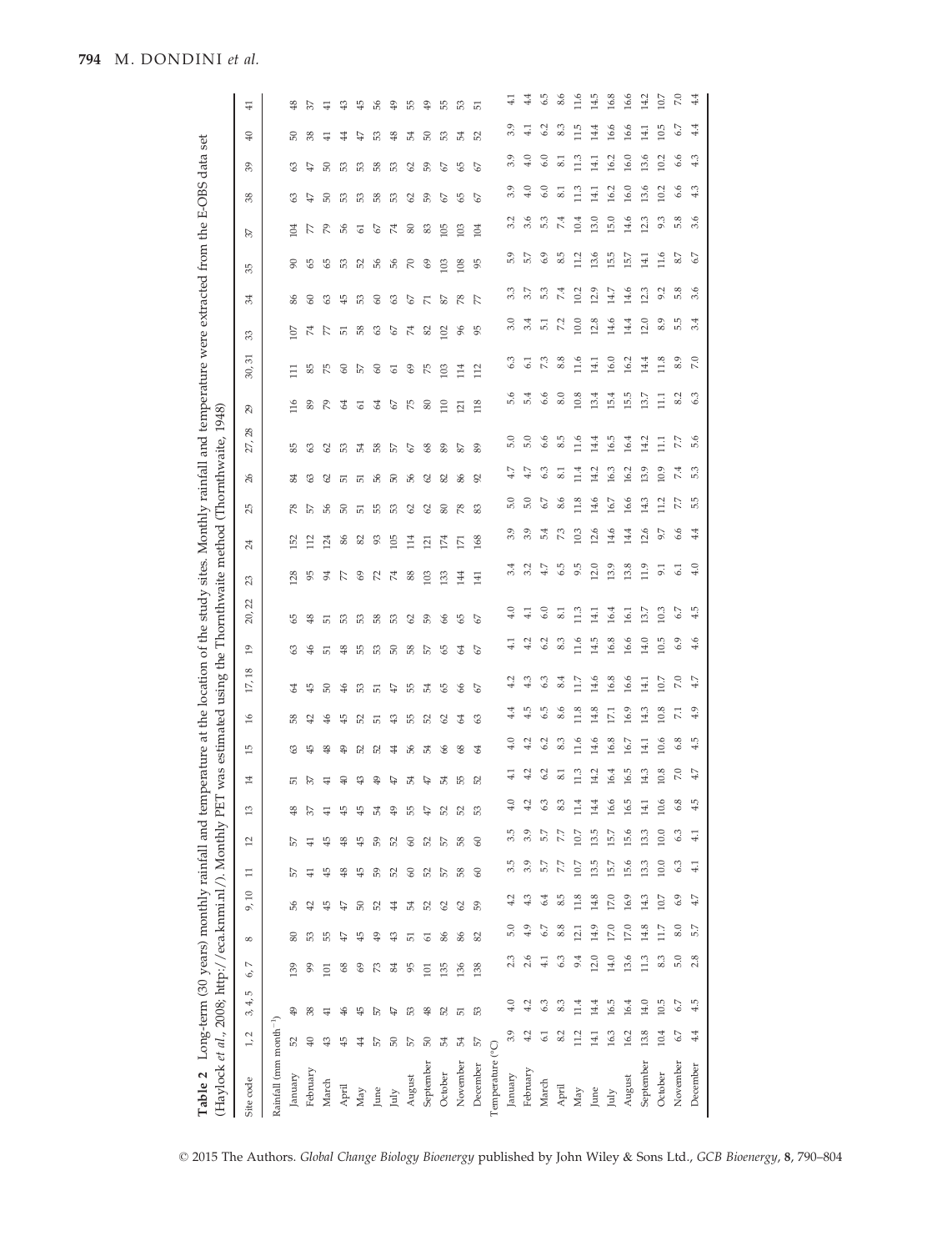**Table 2** Long-term (30 years) monthly rainfall and temperature at the location of the study sites. Monthly rainfall and temperature were extracted from the E-OBS data set (Haylock *et al.*, 2008; http://eca.knmi.nl/). Monthly PET was estimated using the Thornthwaite method (Thornthwaite, 1948)

| Site code | 1, 2 | 3, 4, 5 | 6, 7 | 8 | 9, 10 | 11 | 12 | 13 | 14 | 15 | 16 | 17, 18 | 19 | 20, 22 | 23 | 24 | 25 | 26 | 27, 28 | 29 | 30, 31 | 33 | 34 | 35 | 37 | 38 | 39 | 40 | 41 |
|---|---|---|---|---|---|---|---|---|---|---|---|---|---|---|---|---|---|---|---|---|---|---|---|---|---|---|---|---|---|
| Rainfall (mm month$^{-1}$) | | | | | | | | | | | | | | | | | | | | | | | | | | | | | |
| January | 52 | 49 | 139 | 80 | 56 | 57 | 57 | 48 | 51 | 63 | 58 | 64 | 63 | 65 | 128 | 152 | 78 | 84 | 85 | 116 | 111 | 107 | 86 | 90 | 104 | 63 | 63 | 50 | 48 |
| February | 40 | 38 | 99 | 53 | 42 | 41 | 41 | 37 | 37 | 45 | 42 | 45 | 46 | 48 | 95 | 112 | 57 | 63 | 63 | 89 | 85 | 74 | 60 | 65 | 77 | 47 | 47 | 38 | 37 |
| March | 43 | 41 | 101 | 55 | 45 | 45 | 45 | 41 | 41 | 48 | 46 | 50 | 51 | 51 | 94 | 124 | 56 | 62 | 62 | 79 | 75 | 77 | 63 | 65 | 79 | 50 | 50 | 41 | 41 |
| April | 45 | 46 | 68 | 47 | 47 | 48 | 48 | 45 | 40 | 49 | 45 | 46 | 48 | 53 | 77 | 86 | 50 | 51 | 53 | 64 | 60 | 51 | 45 | 53 | 56 | 53 | 53 | 44 | 43 |
| May | 44 | 45 | 69 | 45 | 50 | 45 | 45 | 45 | 43 | 52 | 52 | 53 | 55 | 53 | 69 | 82 | 51 | 51 | 54 | 61 | 57 | 58 | 53 | 52 | 61 | 53 | 53 | 47 | 45 |
| June | 57 | 57 | 73 | 49 | 52 | 59 | 59 | 54 | 49 | 52 | 51 | 51 | 53 | 58 | 72 | 93 | 55 | 56 | 58 | 64 | 60 | 63 | 60 | 56 | 67 | 58 | 58 | 53 | 56 |
| July | 50 | 47 | 84 | 43 | 44 | 52 | 52 | 49 | 47 | 44 | 43 | 47 | 50 | 53 | 74 | 105 | 53 | 50 | 57 | 67 | 61 | 67 | 63 | 56 | 74 | 53 | 53 | 48 | 49 |
| August | 57 | 53 | 95 | 51 | 54 | 60 | 60 | 55 | 54 | 56 | 55 | 55 | 58 | 62 | 88 | 114 | 62 | 56 | 67 | 75 | 69 | 74 | 67 | 70 | 80 | 62 | 62 | 54 | 55 |
| September | 50 | 48 | 101 | 61 | 52 | 52 | 52 | 47 | 47 | 54 | 52 | 54 | 57 | 59 | 103 | 121 | 62 | 62 | 68 | 80 | 75 | 82 | 71 | 69 | 83 | 59 | 59 | 50 | 49 |
| October | 54 | 52 | 135 | 86 | 62 | 57 | 57 | 52 | 54 | 66 | 62 | 65 | 65 | 66 | 133 | 174 | 80 | 82 | 89 | 110 | 103 | 102 | 87 | 103 | 105 | 67 | 67 | 53 | 55 |
| November | 54 | 51 | 136 | 86 | 62 | 58 | 58 | 52 | 55 | 68 | 64 | 66 | 64 | 65 | 144 | 171 | 78 | 86 | 87 | 121 | 114 | 96 | 78 | 108 | 103 | 65 | 65 | 54 | 53 |
| December | 57 | 53 | 138 | 82 | 59 | 60 | 60 | 53 | 52 | 64 | 63 | 67 | 67 | 67 | 141 | 168 | 83 | 92 | 89 | 118 | 112 | 95 | 77 | 95 | 104 | 67 | 67 | 52 | 51 |
| Temperature (°C) | | | | | | | | | | | | | | | | | | | | | | | | | | | | | |
| January | 3.9 | 4.0 | 2.3 | 5.0 | 4.2 | 3.5 | 3.5 | 4.0 | 4.1 | 4.0 | 4.4 | 4.2 | 4.1 | 4.0 | 3.4 | 3.9 | 5.0 | 4.7 | 5.0 | 5.6 | 6.3 | 3.0 | 3.3 | 5.9 | 3.2 | 3.9 | 3.9 | 3.9 | 4.1 |
| February | 4.2 | 4.2 | 2.6 | 4.9 | 4.3 | 3.9 | 3.9 | 4.2 | 4.2 | 4.2 | 4.5 | 4.3 | 4.2 | 4.1 | 3.2 | 3.9 | 5.0 | 4.7 | 5.0 | 5.4 | 6.1 | 3.4 | 3.7 | 5.7 | 3.6 | 4.0 | 4.0 | 4.1 | 4.4 |
| March | 6.1 | 6.3 | 4.1 | 6.7 | 6.4 | 5.7 | 5.7 | 6.3 | 6.2 | 6.2 | 6.5 | 6.3 | 6.2 | 6.0 | 4.7 | 5.4 | 6.7 | 6.3 | 6.6 | 6.6 | 7.3 | 5.1 | 5.3 | 6.9 | 5.3 | 6.0 | 6.0 | 6.2 | 6.5 |
| April | 8.2 | 8.3 | 6.3 | 8.8 | 8.5 | 7.7 | 7.7 | 8.3 | 8.1 | 8.3 | 8.6 | 8.4 | 8.3 | 8.1 | 6.5 | 7.3 | 8.6 | 8.1 | 8.5 | 8.0 | 8.8 | 7.2 | 7.4 | 8.5 | 7.4 | 8.1 | 8.1 | 8.3 | 8.6 |
| May | 11.2 | 11.4 | 9.4 | 12.1 | 11.8 | 10.7 | 10.7 | 11.4 | 11.3 | 11.6 | 11.8 | 11.7 | 11.6 | 11.3 | 9.5 | 10.3 | 11.8 | 11.4 | 11.6 | 10.8 | 11.6 | 10.0 | 10.2 | 11.2 | 10.4 | 11.3 | 11.3 | 11.5 | 11.6 |
| June | 14.1 | 14.4 | 12.0 | 14.9 | 14.8 | 13.5 | 13.5 | 14.4 | 14.2 | 14.6 | 14.8 | 14.6 | 14.5 | 14.1 | 12.0 | 12.6 | 14.6 | 14.2 | 14.4 | 13.4 | 14.1 | 12.8 | 12.9 | 13.6 | 13.0 | 14.1 | 14.1 | 14.4 | 14.5 |
| July | 16.3 | 16.5 | 14.0 | 17.0 | 17.0 | 15.7 | 15.7 | 16.6 | 16.4 | 16.8 | 17.1 | 16.8 | 16.8 | 16.4 | 13.9 | 14.6 | 16.7 | 16.3 | 16.5 | 15.4 | 16.0 | 14.6 | 14.7 | 15.5 | 15.0 | 16.2 | 16.2 | 16.6 | 16.8 |
| August | 16.2 | 16.4 | 13.6 | 17.0 | 16.9 | 15.6 | 15.6 | 16.5 | 16.5 | 16.7 | 16.9 | 16.6 | 16.6 | 16.1 | 13.8 | 14.4 | 16.6 | 16.2 | 16.4 | 15.5 | 16.2 | 14.4 | 14.6 | 15.7 | 14.6 | 16.0 | 16.0 | 16.6 | 16.6 |
| September | 13.8 | 14.0 | 11.3 | 14.8 | 14.3 | 13.3 | 13.3 | 14.1 | 14.3 | 14.1 | 14.3 | 14.1 | 14.0 | 13.7 | 11.9 | 12.6 | 14.3 | 13.9 | 14.2 | 13.7 | 14.4 | 12.0 | 12.3 | 14.1 | 12.3 | 13.6 | 13.6 | 14.1 | 14.2 |
| October | 10.4 | 10.5 | 8.3 | 11.7 | 10.7 | 10.0 | 10.0 | 10.6 | 10.8 | 10.6 | 10.8 | 10.7 | 10.5 | 10.3 | 9.1 | 9.7 | 11.2 | 10.9 | 11.1 | 11.1 | 11.8 | 8.9 | 9.2 | 11.6 | 9.3 | 10.2 | 10.2 | 10.5 | 10.7 |
| November | 6.7 | 6.7 | 5.0 | 8.0 | 6.9 | 6.3 | 6.3 | 6.8 | 7.0 | 6.8 | 7.1 | 7.0 | 6.9 | 6.7 | 6.1 | 6.6 | 7.7 | 7.4 | 7.7 | 8.2 | 8.9 | 5.5 | 5.8 | 8.7 | 5.8 | 6.6 | 6.6 | 6.7 | 7.0 |
| December | 4.4 | 4.5 | 2.8 | 5.7 | 4.7 | 4.1 | 4.1 | 4.5 | 4.7 | 4.5 | 4.9 | 4.7 | 4.6 | 4.5 | 4.0 | 4.4 | 5.5 | 5.3 | 5.6 | 6.3 | 7.0 | 3.4 | 3.6 | 6.7 | 3.6 | 4.3 | 4.3 | 4.4 | 4.4 |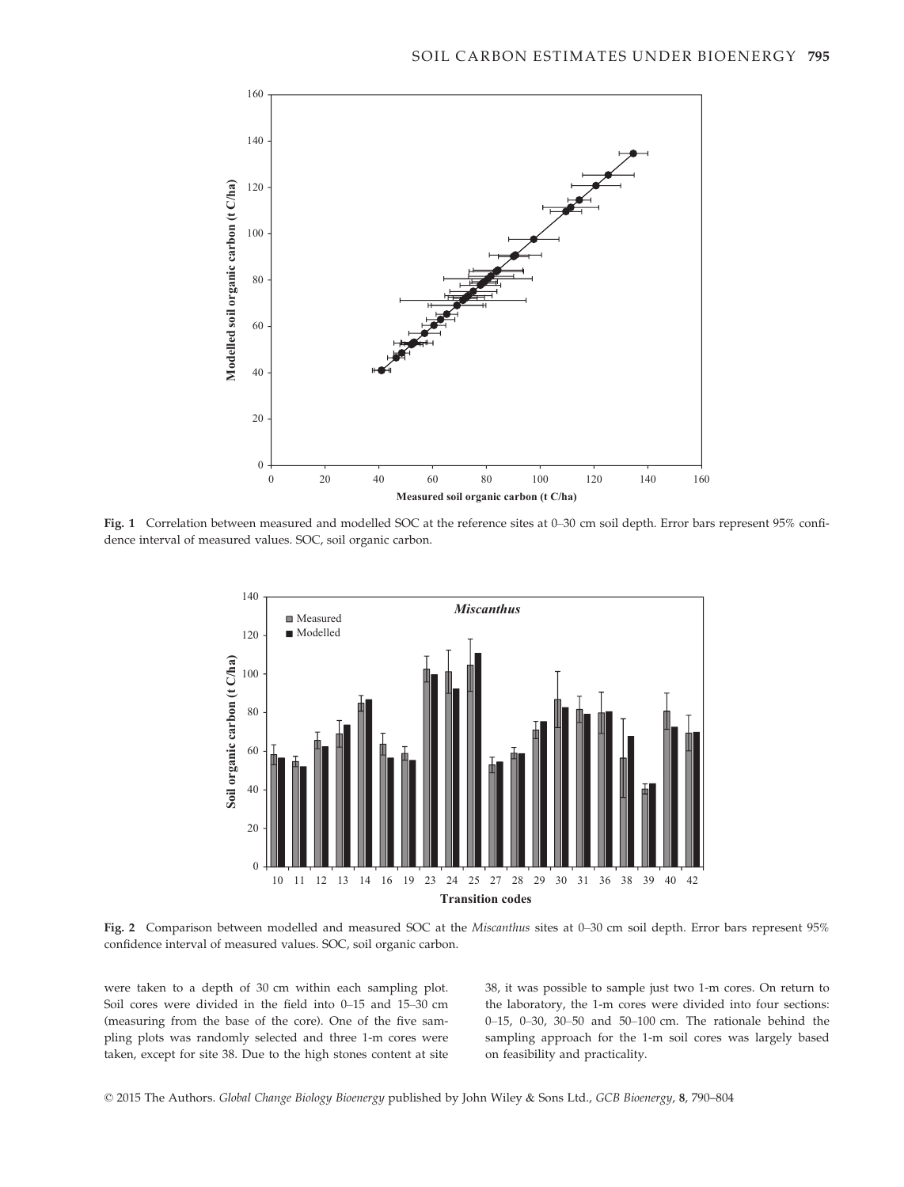Fig. 1 Correlation between measured and modelled SOC at the reference sites at 0–30 cm soil depth. Error bars represent 95% confidence interval of measured values. SOC, soil organic carbon.

Fig. 2 Comparison between modelled and measured SOC at the *Miscanthus* sites at 0–30 cm soil depth. Error bars represent 95% confidence interval of measured values. SOC, soil organic carbon.

were taken to a depth of 30 cm within each sampling plot. Soil cores were divided in the field into 0–15 and 15–30 cm (measuring from the base of the core). One of the five sampling plots was randomly selected and three 1-m cores were taken, except for site 38. Due to the high stones content at site 38, it was possible to sample just two 1-m cores. On return to the laboratory, the 1-m cores were divided into four sections: 0–15, 0–30, 30–50 and 50–100 cm. The rationale behind the sampling approach for the 1-m soil cores was largely based on feasibility and practicality.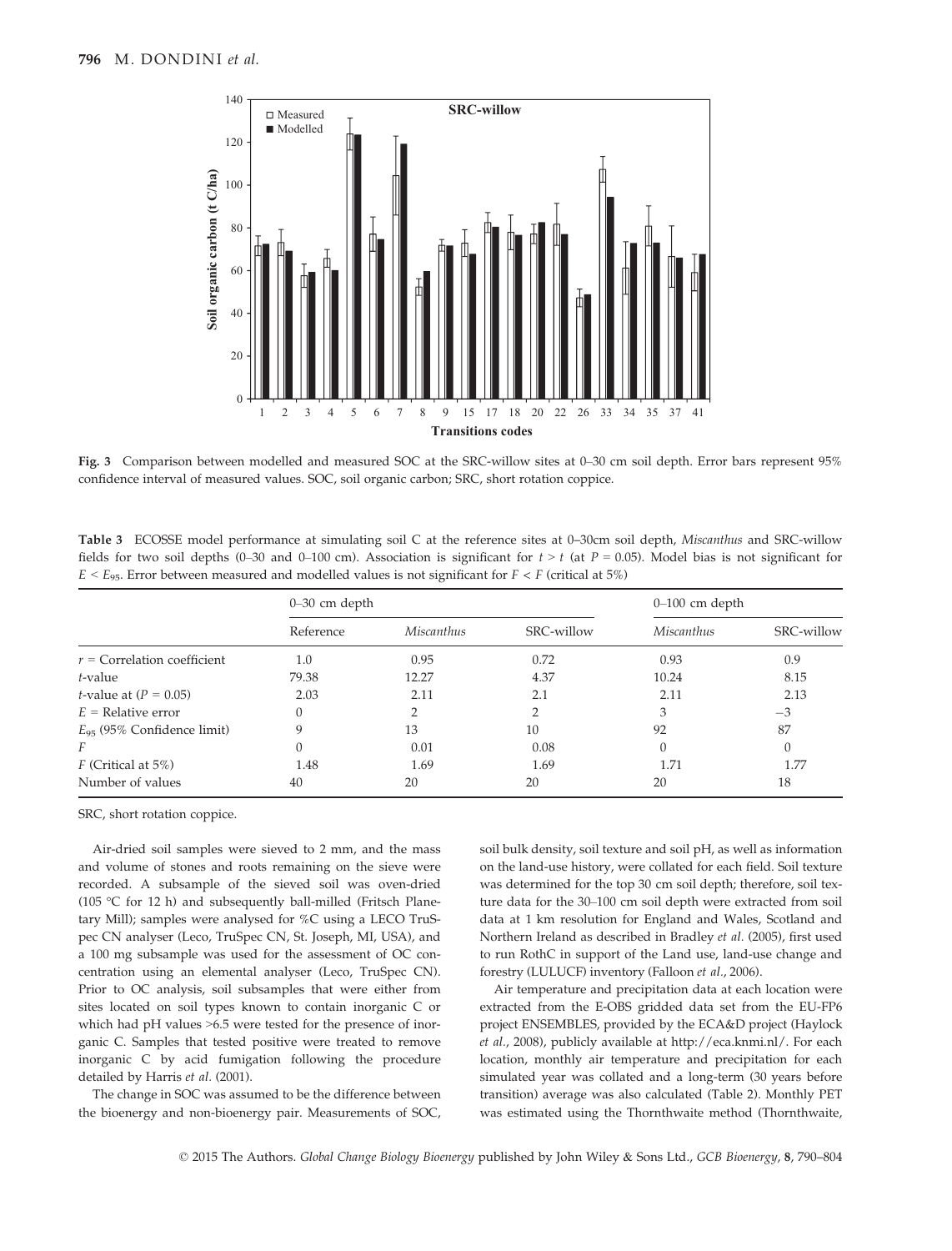Fig. 3 Comparison between modelled and measured SOC at the SRC-willow sites at 0–30 cm soil depth. Error bars represent 95% confidence interval of measured values. SOC, soil organic carbon; SRC, short rotation coppice.

Table 3 ECOSSE model performance at simulating soil C at the reference sites at 0–30cm soil depth, *Miscanthus* and SRC-willow fields for two soil depths (0–30 and 0–100 cm). Association is significant for $t > t$ (at $P = 0.05$). Model bias is not significant for $E < E_{95}$. Error between measured and modelled values is not significant for $F < F$ (critical at 5%)

| | 0–30 cm depth | | | 0–100 cm depth | |
|---|---|---|---|---|---|
| | Reference | *Miscanthus* | SRC-willow | *Miscanthus* | SRC-willow |
| $r$ = Correlation coefficient | 1.0 | 0.95 | 0.72 | 0.93 | 0.9 |
| $t$-value | 79.38 | 12.27 | 4.37 | 10.24 | 8.15 |
| $t$-value at ($P = 0.05$) | 2.03 | 2.11 | 2.1 | 2.11 | 2.13 |
| $E$ = Relative error | 0 | 2 | 2 | 3 | −3 |
| $E_{95}$ (95% Confidence limit) | 9 | 13 | 10 | 92 | 87 |
| $F$ | 0 | 0.01 | 0.08 | 0 | 0 |
| $F$ (Critical at 5%) | 1.48 | 1.69 | 1.69 | 1.71 | 1.77 |
| Number of values | 40 | 20 | 20 | 20 | 18 |

SRC, short rotation coppice.

Air-dried soil samples were sieved to 2 mm, and the mass and volume of stones and roots remaining on the sieve were recorded. A subsample of the sieved soil was oven-dried (105 °C for 12 h) and subsequently ball-milled (Fritsch Planetary Mill); samples were analysed for %C using a LECO TruSpec CN analyser (Leco, TruSpec CN, St. Joseph, MI, USA), and a 100 mg subsample was used for the assessment of OC concentration using an elemental analyser (Leco, TruSpec CN). Prior to OC analysis, soil subsamples that were either from sites located on soil types known to contain inorganic C or which had pH values >6.5 were tested for the presence of inorganic C. Samples that tested positive were treated to remove inorganic C by acid fumigation following the procedure detailed by Harris *et al.* (2001).

The change in SOC was assumed to be the difference between the bioenergy and non-bioenergy pair. Measurements of SOC, soil bulk density, soil texture and soil pH, as well as information on the land-use history, were collated for each field. Soil texture was determined for the top 30 cm soil depth; therefore, soil texture data for the 30–100 cm soil depth were extracted from soil data at 1 km resolution for England and Wales, Scotland and Northern Ireland as described in Bradley *et al.* (2005), first used to run RothC in support of the Land use, land-use change and forestry (LULUCF) inventory (Falloon *et al.*, 2006).

Air temperature and precipitation data at each location were extracted from the E-OBS gridded data set from the EU-FP6 project ENSEMBLES, provided by the ECA&D project (Haylock *et al.*, 2008), publicly available at http://eca.knmi.nl/. For each location, monthly air temperature and precipitation for each simulated year was collated and a long-term (30 years before transition) average was also calculated (Table 2). Monthly PET was estimated using the Thornthwaite method (Thornthwaite,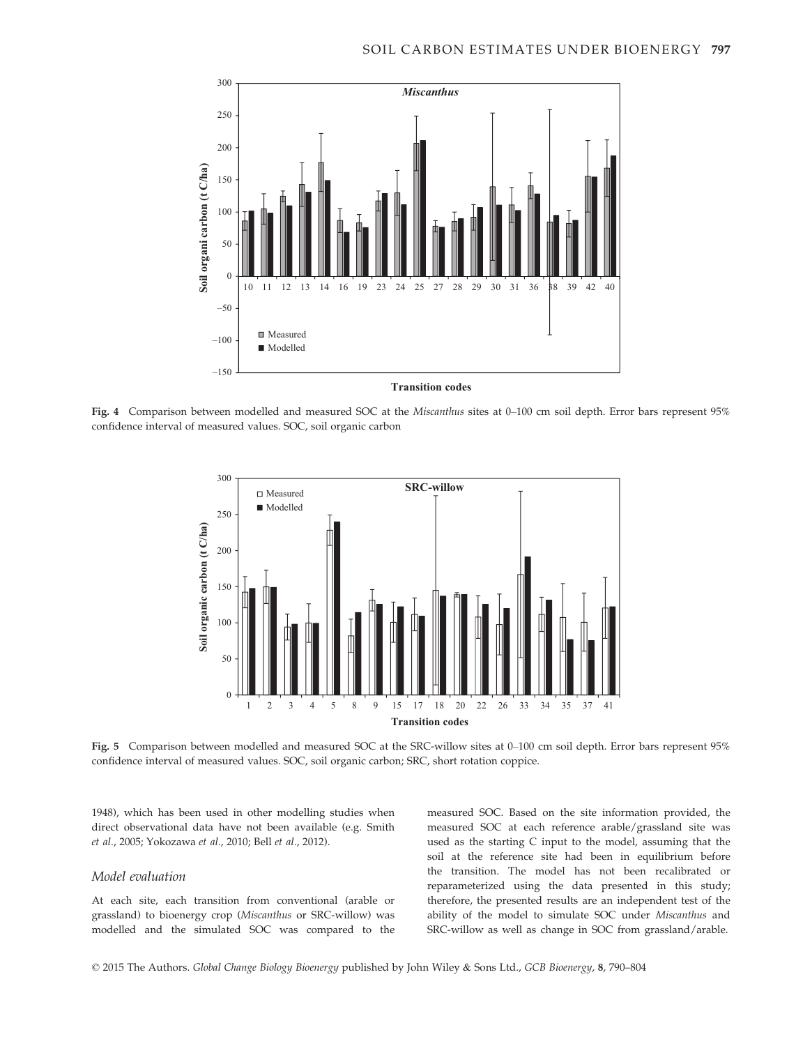Fig. 4 Comparison between modelled and measured SOC at the *Miscanthus* sites at 0–100 cm soil depth. Error bars represent 95% confidence interval of measured values. SOC, soil organic carbon

Fig. 5 Comparison between modelled and measured SOC at the SRC-willow sites at 0–100 cm soil depth. Error bars represent 95% confidence interval of measured values. SOC, soil organic carbon; SRC, short rotation coppice.

1948), which has been used in other modelling studies when direct observational data have not been available (e.g. Smith *et al.*, 2005; Yokozawa *et al.*, 2010; Bell *et al.*, 2012).

### *Model evaluation*

At each site, each transition from conventional (arable or grassland) to bioenergy crop (*Miscanthus* or SRC-willow) was modelled and the simulated SOC was compared to the measured SOC. Based on the site information provided, the measured SOC at each reference arable/grassland site was used as the starting C input to the model, assuming that the soil at the reference site had been in equilibrium before the transition. The model has not been recalibrated or reparameterized using the data presented in this study; therefore, the presented results are an independent test of the ability of the model to simulate SOC under *Miscanthus* and SRC-willow as well as change in SOC from grassland/arable.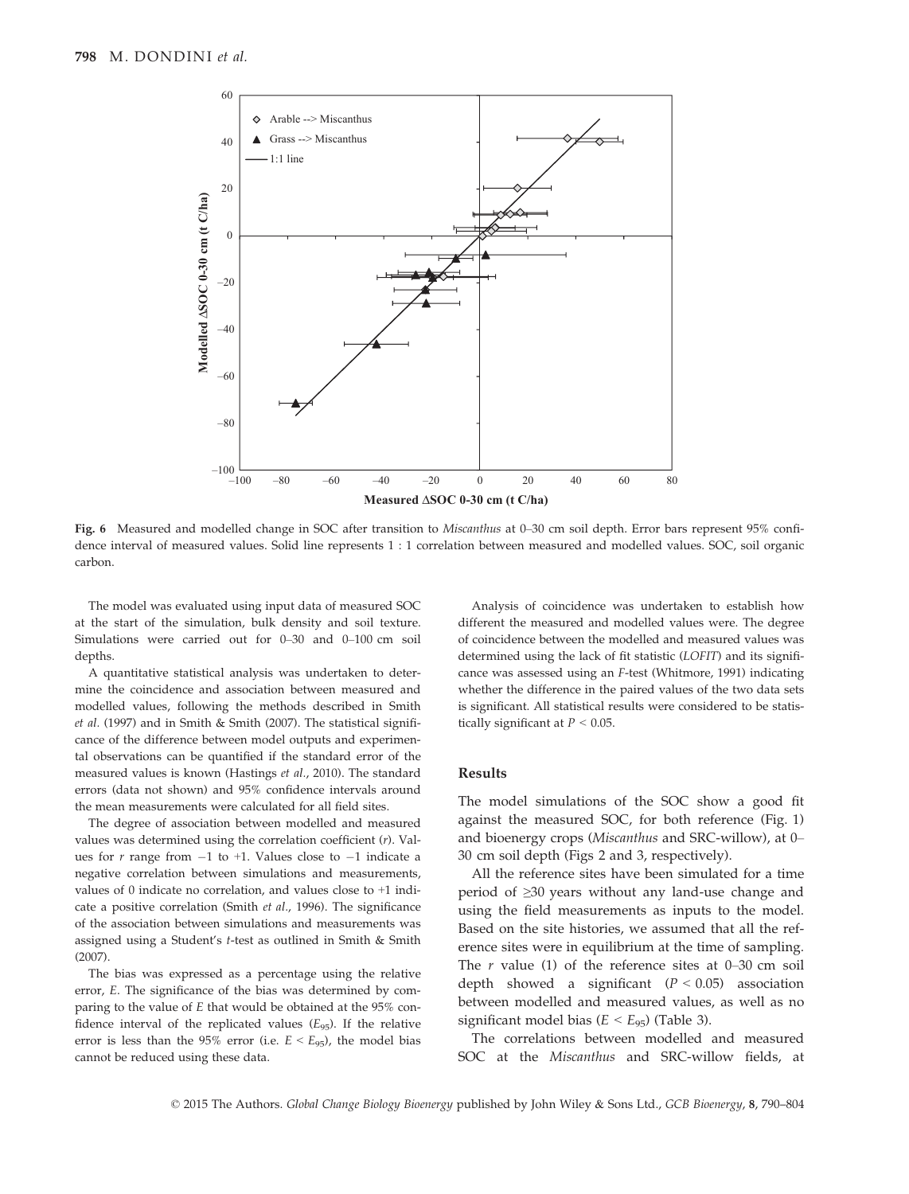**Fig. 6** Measured and modelled change in SOC after transition to *Miscanthus* at 0–30 cm soil depth. Error bars represent 95% confidence interval of measured values. Solid line represents 1 : 1 correlation between measured and modelled values. SOC, soil organic carbon.

The model was evaluated using input data of measured SOC at the start of the simulation, bulk density and soil texture. Simulations were carried out for 0–30 and 0–100 cm soil depths.

A quantitative statistical analysis was undertaken to determine the coincidence and association between measured and modelled values, following the methods described in Smith *et al.* (1997) and in Smith & Smith (2007). The statistical significance of the difference between model outputs and experimental observations can be quantified if the standard error of the measured values is known (Hastings *et al.*, 2010). The standard errors (data not shown) and 95% confidence intervals around the mean measurements were calculated for all field sites.

The degree of association between modelled and measured values was determined using the correlation coefficient ($r$). Values for $r$ range from −1 to +1. Values close to −1 indicate a negative correlation between simulations and measurements, values of 0 indicate no correlation, and values close to +1 indicate a positive correlation (Smith *et al.*, 1996). The significance of the association between simulations and measurements was assigned using a Student's $t$-test as outlined in Smith & Smith (2007).

The bias was expressed as a percentage using the relative error, $E$. The significance of the bias was determined by comparing to the value of $E$ that would be obtained at the 95% confidence interval of the replicated values ($E_{95}$). If the relative error is less than the 95% error (i.e. $E < E_{95}$), the model bias cannot be reduced using these data.

Analysis of coincidence was undertaken to establish how different the measured and modelled values were. The degree of coincidence between the modelled and measured values was determined using the lack of fit statistic (*LOFIT*) and its significance was assessed using an $F$-test (Whitmore, 1991) indicating whether the difference in the paired values of the two data sets is significant. All statistical results were considered to be statistically significant at $P < 0.05$.

## Results

The model simulations of the SOC show a good fit against the measured SOC, for both reference (Fig. 1) and bioenergy crops (*Miscanthus* and SRC-willow), at 0–30 cm soil depth (Figs 2 and 3, respectively).

All the reference sites have been simulated for a time period of ≥30 years without any land-use change and using the field measurements as inputs to the model. Based on the site histories, we assumed that all the reference sites were in equilibrium at the time of sampling. The $r$ value (1) of the reference sites at 0–30 cm soil depth showed a significant ($P < 0.05$) association between modelled and measured values, as well as no significant model bias ($E < E_{95}$) (Table 3).

The correlations between modelled and measured SOC at the *Miscanthus* and SRC-willow fields, at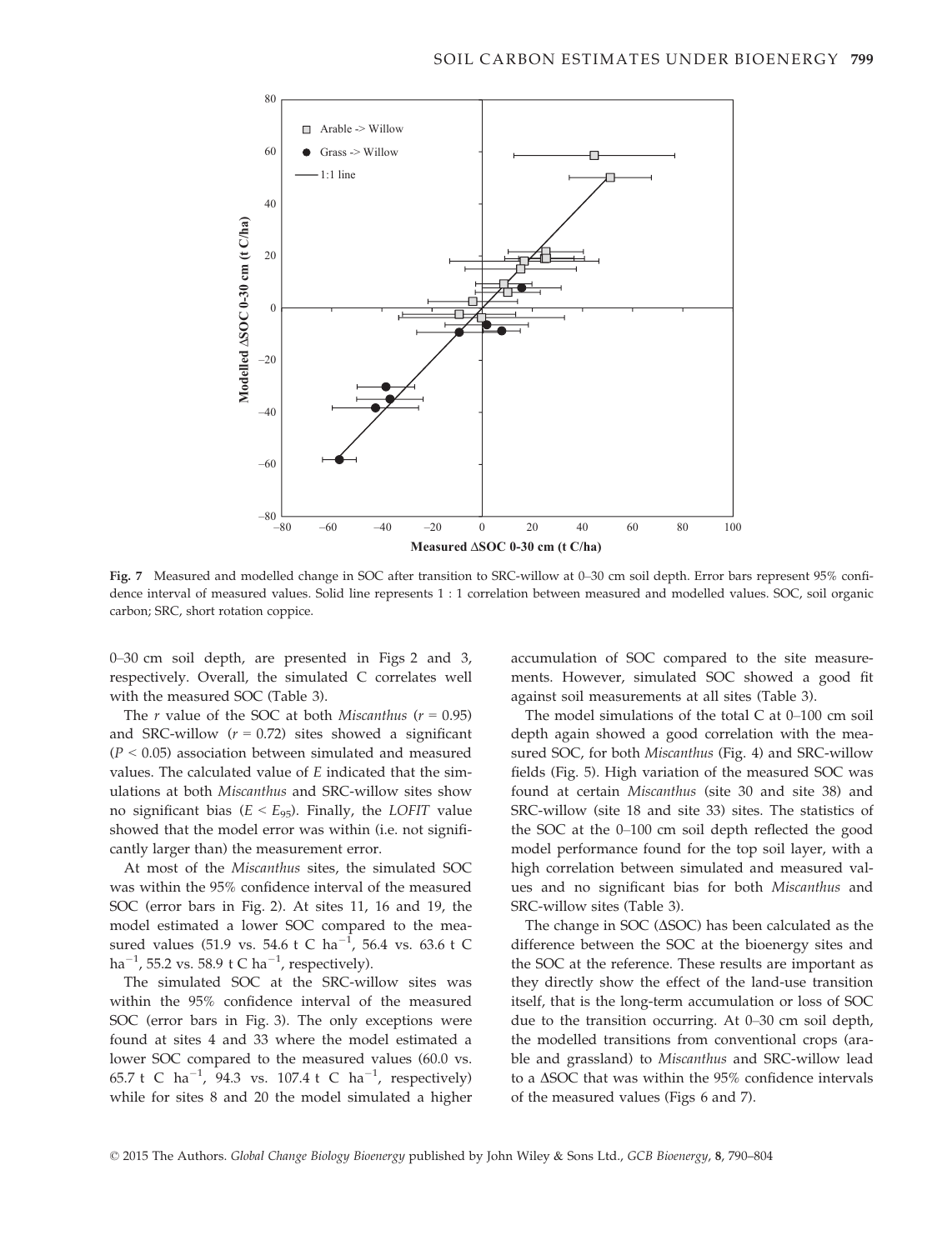Fig. 7 Measured and modelled change in SOC after transition to SRC-willow at 0–30 cm soil depth. Error bars represent 95% confidence interval of measured values. Solid line represents 1 : 1 correlation between measured and modelled values. SOC, soil organic carbon; SRC, short rotation coppice.

0–30 cm soil depth, are presented in Figs 2 and 3, respectively. Overall, the simulated C correlates well with the measured SOC (Table 3).

The *r* value of the SOC at both *Miscanthus* ($r = 0.95$) and SRC-willow ($r = 0.72$) sites showed a significant ($P < 0.05$) association between simulated and measured values. The calculated value of *E* indicated that the simulations at both *Miscanthus* and SRC-willow sites show no significant bias ($E < E_{95}$). Finally, the *LOFIT* value showed that the model error was within (i.e. not significantly larger than) the measurement error.

At most of the *Miscanthus* sites, the simulated SOC was within the 95% confidence interval of the measured SOC (error bars in Fig. 2). At sites 11, 16 and 19, the model estimated a lower SOC compared to the measured values (51.9 vs. 54.6 t C ha$^{-1}$, 56.4 vs. 63.6 t C ha$^{-1}$, 55.2 vs. 58.9 t C ha$^{-1}$, respectively).

The simulated SOC at the SRC-willow sites was within the 95% confidence interval of the measured SOC (error bars in Fig. 3). The only exceptions were found at sites 4 and 33 where the model estimated a lower SOC compared to the measured values (60.0 vs. 65.7 t C ha$^{-1}$, 94.3 vs. 107.4 t C ha$^{-1}$, respectively) while for sites 8 and 20 the model simulated a higher accumulation of SOC compared to the site measurements. However, simulated SOC showed a good fit against soil measurements at all sites (Table 3).

The model simulations of the total C at 0–100 cm soil depth again showed a good correlation with the measured SOC, for both *Miscanthus* (Fig. 4) and SRC-willow fields (Fig. 5). High variation of the measured SOC was found at certain *Miscanthus* (site 30 and site 38) and SRC-willow (site 18 and site 33) sites. The statistics of the SOC at the 0–100 cm soil depth reflected the good model performance found for the top soil layer, with a high correlation between simulated and measured values and no significant bias for both *Miscanthus* and SRC-willow sites (Table 3).

The change in SOC (ΔSOC) has been calculated as the difference between the SOC at the bioenergy sites and the SOC at the reference. These results are important as they directly show the effect of the land-use transition itself, that is the long-term accumulation or loss of SOC due to the transition occurring. At 0–30 cm soil depth, the modelled transitions from conventional crops (arable and grassland) to *Miscanthus* and SRC-willow lead to a ΔSOC that was within the 95% confidence intervals of the measured values (Figs 6 and 7).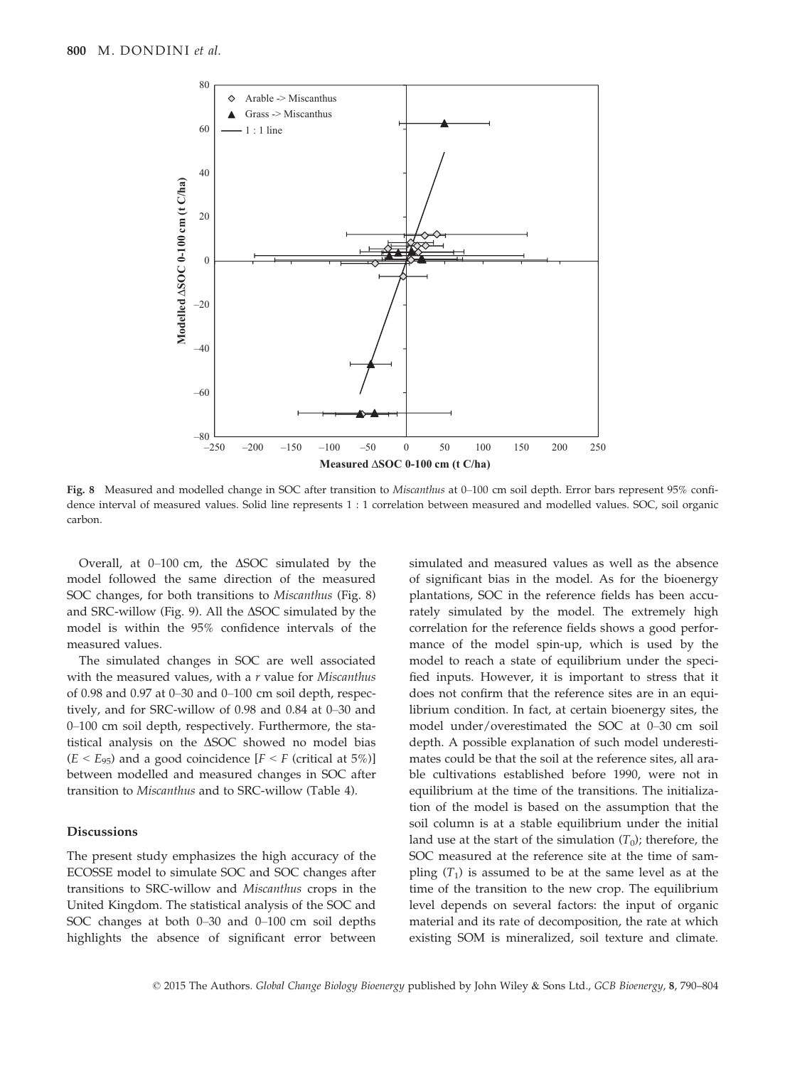**Fig. 8** Measured and modelled change in SOC after transition to *Miscanthus* at 0–100 cm soil depth. Error bars represent 95% confidence interval of measured values. Solid line represents 1 : 1 correlation between measured and modelled values. SOC, soil organic carbon.

Overall, at 0–100 cm, the ΔSOC simulated by the model followed the same direction of the measured SOC changes, for both transitions to *Miscanthus* (Fig. 8) and SRC-willow (Fig. 9). All the ΔSOC simulated by the model is within the 95% confidence intervals of the measured values.

The simulated changes in SOC are well associated with the measured values, with a *r* value for *Miscanthus* of 0.98 and 0.97 at 0–30 and 0–100 cm soil depth, respectively, and for SRC-willow of 0.98 and 0.84 at 0–30 and 0–100 cm soil depth, respectively. Furthermore, the statistical analysis on the ΔSOC showed no model bias ($E < E_{95}$) and a good coincidence [$F < F$ (critical at 5%)] between modelled and measured changes in SOC after transition to *Miscanthus* and to SRC-willow (Table 4).

## Discussions

The present study emphasizes the high accuracy of the ECOSSE model to simulate SOC and SOC changes after transitions to SRC-willow and *Miscanthus* crops in the United Kingdom. The statistical analysis of the SOC and SOC changes at both 0–30 and 0–100 cm soil depths highlights the absence of significant error between simulated and measured values as well as the absence of significant bias in the model. As for the bioenergy plantations, SOC in the reference fields has been accurately simulated by the model. The extremely high correlation for the reference fields shows a good performance of the model spin-up, which is used by the model to reach a state of equilibrium under the specified inputs. However, it is important to stress that it does not confirm that the reference sites are in an equilibrium condition. In fact, at certain bioenergy sites, the model under/overestimated the SOC at 0–30 cm soil depth. A possible explanation of such model underestimates could be that the soil at the reference sites, all arable cultivations established before 1990, were not in equilibrium at the time of the transitions. The initialization of the model is based on the assumption that the soil column is at a stable equilibrium under the initial land use at the start of the simulation ($T_0$); therefore, the SOC measured at the reference site at the time of sampling ($T_1$) is assumed to be at the same level as at the time of the transition to the new crop. The equilibrium level depends on several factors: the input of organic material and its rate of decomposition, the rate at which existing SOM is mineralized, soil texture and climate.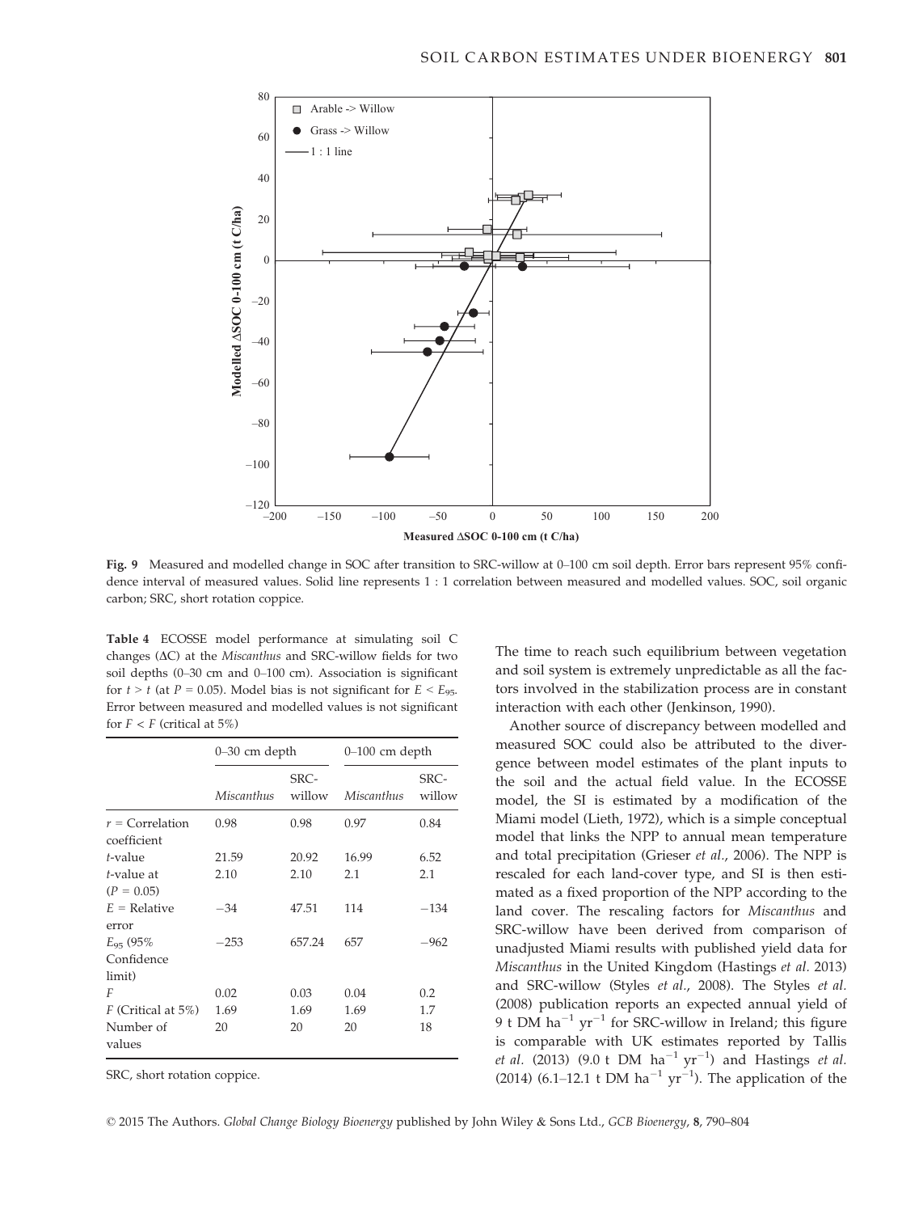**Fig. 9** Measured and modelled change in SOC after transition to SRC-willow at 0–100 cm soil depth. Error bars represent 95% confidence interval of measured values. Solid line represents 1 : 1 correlation between measured and modelled values. SOC, soil organic carbon; SRC, short rotation coppice.

**Table 4** ECOSSE model performance at simulating soil C changes (ΔC) at the *Miscanthus* and SRC-willow fields for two soil depths (0–30 cm and 0–100 cm). Association is significant for $t > t$ (at $P = 0.05$). Model bias is not significant for $E < E_{95}$. Error between measured and modelled values is not significant for $F < F$ (critical at 5%)

| | 0–30 cm depth | | 0–100 cm depth | |
|---|---|---|---|---|
| | *Miscanthus* | SRC-willow | *Miscanthus* | SRC-willow |
| $r$ = Correlation coefficient | 0.98 | 0.98 | 0.97 | 0.84 |
| $t$-value | 21.59 | 20.92 | 16.99 | 6.52 |
| $t$-value at ($P = 0.05$) | 2.10 | 2.10 | 2.1 | 2.1 |
| $E$ = Relative error | −34 | 47.51 | 114 | −134 |
| $E_{95}$ (95% Confidence limit) | −253 | 657.24 | 657 | −962 |
| $F$ | 0.02 | 0.03 | 0.04 | 0.2 |
| $F$ (Critical at 5%) | 1.69 | 1.69 | 1.69 | 1.7 |
| Number of values | 20 | 20 | 20 | 18 |

SRC, short rotation coppice.

The time to reach such equilibrium between vegetation and soil system is extremely unpredictable as all the factors involved in the stabilization process are in constant interaction with each other (Jenkinson, 1990).

Another source of discrepancy between modelled and measured SOC could also be attributed to the divergence between model estimates of the plant inputs to the soil and the actual field value. In the ECOSSE model, the SI is estimated by a modification of the Miami model (Lieth, 1972), which is a simple conceptual model that links the NPP to annual mean temperature and total precipitation (Grieser *et al.*, 2006). The NPP is rescaled for each land-cover type, and SI is then estimated as a fixed proportion of the NPP according to the land cover. The rescaling factors for *Miscanthus* and SRC-willow have been derived from comparison of unadjusted Miami results with published yield data for *Miscanthus* in the United Kingdom (Hastings *et al.* 2013) and SRC-willow (Styles *et al.*, 2008). The Styles *et al.* (2008) publication reports an expected annual yield of 9 t DM ha$^{-1}$ yr$^{-1}$ for SRC-willow in Ireland; this figure is comparable with UK estimates reported by Tallis *et al.* (2013) (9.0 t DM ha$^{-1}$ yr$^{-1}$) and Hastings *et al.* (2014) (6.1–12.1 t DM ha$^{-1}$ yr$^{-1}$). The application of the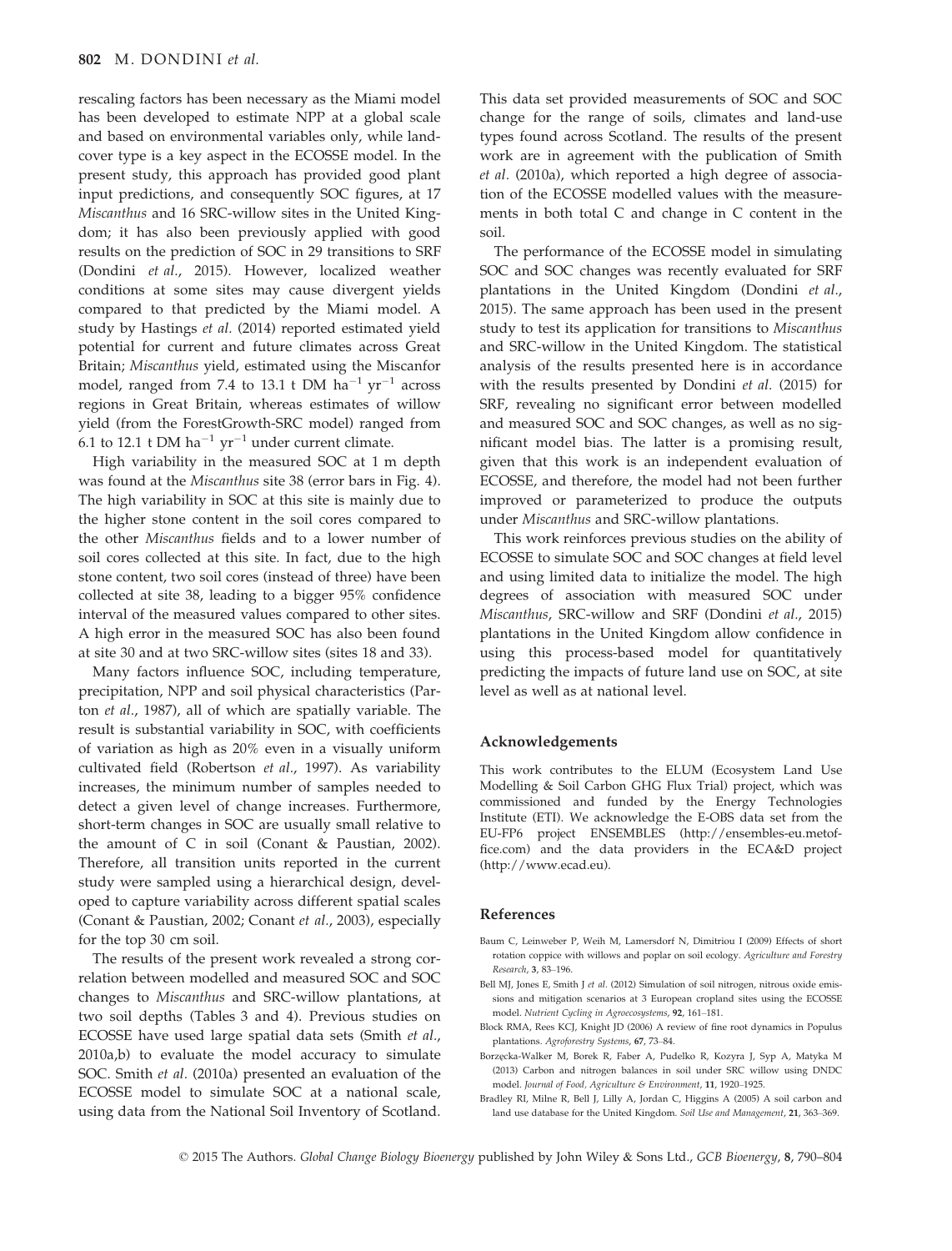rescaling factors has been necessary as the Miami model has been developed to estimate NPP at a global scale and based on environmental variables only, while land-cover type is a key aspect in the ECOSSE model. In the present study, this approach has provided good plant input predictions, and consequently SOC figures, at 17 *Miscanthus* and 16 SRC-willow sites in the United Kingdom; it has also been previously applied with good results on the prediction of SOC in 29 transitions to SRF (Dondini *et al.*, 2015). However, localized weather conditions at some sites may cause divergent yields compared to that predicted by the Miami model. A study by Hastings *et al.* (2014) reported estimated yield potential for current and future climates across Great Britain; *Miscanthus* yield, estimated using the Miscanfor model, ranged from 7.4 to 13.1 t DM $ha^{-1}$ $yr^{-1}$ across regions in Great Britain, whereas estimates of willow yield (from the ForestGrowth-SRC model) ranged from 6.1 to 12.1 t DM $ha^{-1}$ $yr^{-1}$ under current climate.

High variability in the measured SOC at 1 m depth was found at the *Miscanthus* site 38 (error bars in Fig. 4). The high variability in SOC at this site is mainly due to the higher stone content in the soil cores compared to the other *Miscanthus* fields and to a lower number of soil cores collected at this site. In fact, due to the high stone content, two soil cores (instead of three) have been collected at site 38, leading to a bigger 95% confidence interval of the measured values compared to other sites. A high error in the measured SOC has also been found at site 30 and at two SRC-willow sites (sites 18 and 33).

Many factors influence SOC, including temperature, precipitation, NPP and soil physical characteristics (Parton *et al.*, 1987), all of which are spatially variable. The result is substantial variability in SOC, with coefficients of variation as high as 20% even in a visually uniform cultivated field (Robertson *et al.*, 1997). As variability increases, the minimum number of samples needed to detect a given level of change increases. Furthermore, short-term changes in SOC are usually small relative to the amount of C in soil (Conant & Paustian, 2002). Therefore, all transition units reported in the current study were sampled using a hierarchical design, developed to capture variability across different spatial scales (Conant & Paustian, 2002; Conant *et al.*, 2003), especially for the top 30 cm soil.

The results of the present work revealed a strong correlation between modelled and measured SOC and SOC changes to *Miscanthus* and SRC-willow plantations, at two soil depths (Tables 3 and 4). Previous studies on ECOSSE have used large spatial data sets (Smith *et al.*, 2010a,b) to evaluate the model accuracy to simulate SOC. Smith *et al.* (2010a) presented an evaluation of the ECOSSE model to simulate SOC at a national scale, using data from the National Soil Inventory of Scotland. This data set provided measurements of SOC and SOC change for the range of soils, climates and land-use types found across Scotland. The results of the present work are in agreement with the publication of Smith *et al.* (2010a), which reported a high degree of association of the ECOSSE modelled values with the measurements in both total C and change in C content in the soil.

The performance of the ECOSSE model in simulating SOC and SOC changes was recently evaluated for SRF plantations in the United Kingdom (Dondini *et al.*, 2015). The same approach has been used in the present study to test its application for transitions to *Miscanthus* and SRC-willow in the United Kingdom. The statistical analysis of the results presented here is in accordance with the results presented by Dondini *et al.* (2015) for SRF, revealing no significant error between modelled and measured SOC and SOC changes, as well as no significant model bias. The latter is a promising result, given that this work is an independent evaluation of ECOSSE, and therefore, the model had not been further improved or parameterized to produce the outputs under *Miscanthus* and SRC-willow plantations.

This work reinforces previous studies on the ability of ECOSSE to simulate SOC and SOC changes at field level and using limited data to initialize the model. The high degrees of association with measured SOC under *Miscanthus*, SRC-willow and SRF (Dondini *et al.*, 2015) plantations in the United Kingdom allow confidence in using this process-based model for quantitatively predicting the impacts of future land use on SOC, at site level as well as at national level.

## Acknowledgements

This work contributes to the ELUM (Ecosystem Land Use Modelling & Soil Carbon GHG Flux Trial) project, which was commissioned and funded by the Energy Technologies Institute (ETI). We acknowledge the E-OBS data set from the EU-FP6 project ENSEMBLES (http://ensembles-eu.metoffice.com) and the data providers in the ECA&D project (http://www.ecad.eu).

## References

Baum C, Leinweber P, Weih M, Lamersdorf N, Dimitriou I (2009) Effects of short rotation coppice with willows and poplar on soil ecology. *Agriculture and Forestry Research*, **3**, 83–196.

Bell MJ, Jones E, Smith J *et al.* (2012) Simulation of soil nitrogen, nitrous oxide emissions and mitigation scenarios at 3 European cropland sites using the ECOSSE model. *Nutrient Cycling in Agroecosystems*, **92**, 161–181.

Block RMA, Rees KCJ, Knight JD (2006) A review of fine root dynamics in Populus plantations. *Agroforestry Systems*, **67**, 73–84.

Borzęcka-Walker M, Borek R, Faber A, Pudelko R, Kozyra J, Syp A, Matyka M (2013) Carbon and nitrogen balances in soil under SRC willow using DNDC model. *Journal of Food, Agriculture & Environment*, **11**, 1920–1925.

Bradley RI, Milne R, Bell J, Lilly A, Jordan C, Higgins A (2005) A soil carbon and land use database for the United Kingdom. *Soil Use and Management*, **21**, 363–369.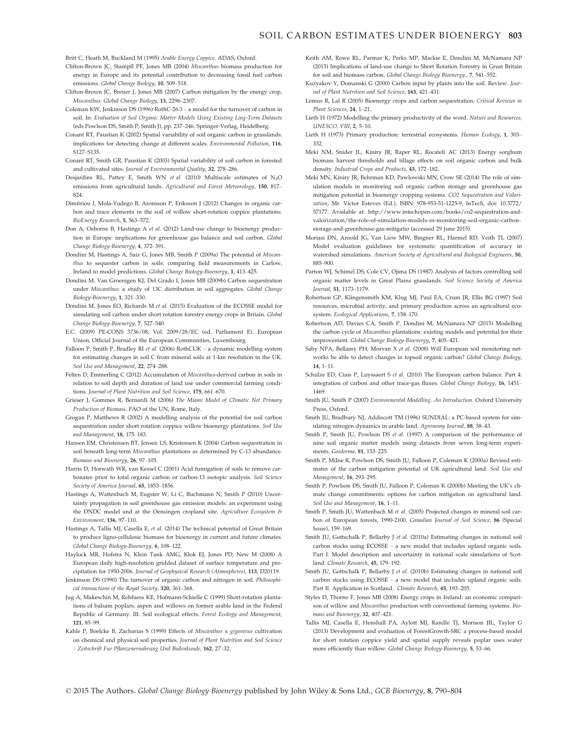Britt C, Heath M, Buckland M (1995) *Arable Energy Coppice*. ADAS, Oxford.

Clifton-Brown JC, Stampfl PF, Jones MB (2004) *Miscanthus* biomass production for energy in Europe and its potential contribution to decreasing fossil fuel carbon emissions. *Global Change Biology*, **10**, 509–518.

Clifton-Brown JC, Breuer J, Jones MB (2007) Carbon mitigation by the energy crop, *Miscanthus*. *Global Change Biology*, **13**, 2296–2307.

Coleman KW, Jenkinson DS (1996) RothC-26.3 – a model for the turnover of carbon in soil. In: *Evaluation of Soil Organic Matter Models Using Existing Ling-Term Datasets* (eds Powlson DS, Smith P, Smith JJ), pp. 237–246. Springer-Verlag, Heidelberg.

Conant RT, Paustian K (2002) Spatial variability of soil organic carbon in grasslands: implications for detecting change at different scales. *Environmental Pollution*, **116**, S127–S135.

Conant RT, Smith GR, Paustian K (2003) Spatial variability of soil carbon in forested and cultivated sites. *Journal of Environmental Quality*, **32**, 278–286.

Desjardins RL, Pattey E, Smith WN *et al.* (2010) Multiscale estimates of $N_2O$ emissions from agricultural lands. *Agricultural and Forest Meteorology*, **150**, 817–824.

Dimitriou I, Mola-Yudego B, Aronsson P, Eriksson J (2012) Changes in organic carbon and trace elements in the soil of willow short-rotation coppice plantations. *BioEnergy Research*, **5**, 563–572.

Don A, Osborne B, Hastings A *et al.* (2012) Land-use change to bioenergy production in Europe: implications for greenhouse gas balance and soil carbon. *Global Change Biology-Bioenergy*, **4**, 372–391.

Dondini M, Hastings A, Saiz G, Jones MB, Smith P (2009a) The potential of *Miscanthus* to sequester carbon in soils: comparing field measurements in Carlow, Ireland to model predictions. *Global Change Biology-Bioenergy*, **1**, 413–425.

Dondini M, Van Groenigen KJ, Del Grado I, Jones MB (2009b) Carbon sequestration under *Miscanthus*: a study of 13C distribution in soil aggregates. *Global Change Biology-Bioenergy*, **1**, 321–330.

Dondini M, Jones EO, Richards M *et al.* (2015) Evaluation of the ECOSSE model for simulating soil carbon under short rotation forestry energy crops in Britain. *Global Change Biology-Bioenergy*, **7**, 527–540.

E.C. (2009) PE-CONS 3736/08, Vol. 2009/28/EC (ed. Parliament E). European Union, Official Journal of the European Communities, Luxembourg.

Falloon P, Smith P, Bradley RI *et al.* (2006) RothCUK – a dynamic modelling system for estimating changes in soil C from mineral soils at 1-km resolution in the UK. *Soil Use and Management*, **22**, 274–288.

Felten D, Emmerling C (2012) Accumulation of *Miscanthus*-derived carbon in soils in relation to soil depth and duration of land use under commercial farming conditions. *Journal of Plant Nutrition and Soil Science*, **175**, 661–670.

Grieser J, Gommes R, Bernardi M (2006) *The Miami Model of Climatic Net Primary Production of Biomass*. FAO of the UN, Rome, Italy.

Grogan P, Matthews R (2002) A modelling analysis of the potential for soil carbon sequestration under short rotation coppice willow bioenergy plantations. *Soil Use and Management*, **18**, 175–183.

Hansen EM, Christensen BT, Jensen LS, Kristensen K (2004) Carbon sequestration in soil beneath long-term *Miscanthus* plantations as determined by C-13 abundance. *Biomass and Bioenergy*, **26**, 97–105.

Harris D, Horwath WR, van Kessel C (2001) Acid fumigation of soils to remove carbonates prior to total organic carbon or carbon-13 isotopic analysis. *Soil Science Society of America Journal*, **65**, 1853–1856.

Hastings A, Wattenbach M, Eugster W, Li C, Buchmann N, Smith P (2010) Uncertainty propagation in soil greenhouse gas emission models: an experiment using the DNDC model and at the Oensingen cropland site. *Agriculture Ecosystem & Environment*, **136**, 97–110.

Hastings A, Tallis MJ, Casella E, *et al.* (2014) The technical potential of Great Britain to produce ligno-cellulosic biomass for bioenergy in current and future climates. *Global Change Biology-Bioenergy*, **6**, 108–122.

Haylock MR, Hofstra N, Klein Tank AMG, Klok EJ, Jones PD, New M (2008) A European daily high-resolution gridded dataset of surface temperature and precipitation for 1950-2006. *Journal of Geophysical Research (Atmospheres)*, **113**, D20119.

Jenkinson DS (1990) The turnover of organic carbon and nitrogen in soil. *Philosophical transactions of the Royal Society*, **320**, 361–368.

Jug A, Makeschin M, Rehfuess KE, Hofmann-Schielle C (1999) Short-rotation plantations of balsam poplars, aspen and willows on former arable land in the Federal Republic of Germany. III. Soil ecological effects. *Forest Ecology and Management*, **121**, 85–99.

Kahle P, Boelcke B, Zacharias S (1999) Effects of *Miscanthus* x *giganteus* cultivation on chemical and physical soil properties. *Journal of Plant Nutrition and Soil Science – Zeitschrift Fur Pflanzenernahrung Und Bodenkunde*, **162**, 27–32.

Keith AM, Rowe RL, Parmar K, Perks MP, Mackie E, Dondini M, McNamara NP (2015) Implications of land-use change to Short Rotation Forestry in Great Britain for soil and biomass carbon. *Global Change Biology Bioenergy.*, **7**, 541–552.

Kuzyakov Y, Domanski G (2000) Carbon input by plants into the soil. Review. *Journal of Plant Nutrition and Soil Science*, **163**, 421–431.

Lemus R, Lal R (2005) Bioenergy crops and carbon sequestration. *Critical Reviews in Plant Sciences*, **24**, 1–21.

Lieth H (1972) Modelling the primary productivity of the word. *Nature and Resources, UNESCO, VIII*, **2**, 5–10.

Lieth H (1973) Primary production: terrestrial ecosystems. *Human Ecology*, **1**, 303–332.

Meki NM, Snider JL, Kiniry JR, Raper RL, Rocateli AC (2013) Energy sorghum biomass harvest thresholds and tillage effects on soil organic carbon and bulk density. *Industrial Crops and Products*, **43**, 172–182.

Meki MN, Kiniry JR, Behrman KD, Pawlowski MN, Crow SE (2014) The role of simulation models in monitoring soil organic carbon storage and greenhouse gas mitigation potential in bioenergy cropping systems. *CO2 Sequestration and Valorization*, Mr. Victor Esteves (Ed.), ISBN: 978-953-51-1225-9, InTech, doi: 10.5772/57177. Available at: http://www.intechopen.com/books/co2-sequestration-and-valorization/the-role-of-simulation-models-in-monitoring-soil-organic-carbon-storage-and-greenhouse-gas-mitigatio (accessed 29 June 2015).

Moriasi DN, Arnold JG, Van Liew MW, Bingner RL, Harmel RD, Veith TL (2007) Model evaluation guidelines for systematic quantification of accuracy in watershed simulations. *American Society of Agricultural and Biological Engineers*, **50**, 885–900.

Parton WJ, Schimel DS, Cole CV, Ojima DS (1987) Analysis of factors controlling soil organic matter levels in Great Plains grasslands. *Soil Science Society of America Journal*, **51**, 1173–1179.

Robertson GP, Klingensmith KM, Klug MJ, Paul EA, Crum JR, Ellis BG (1997) Soil resources, microbial activity, and primary production across an agricultural ecosystem. *Ecological Applications*, **7**, 158–170.

Robertson AD, Davies CA, Smith P, Dondini M, McNamara NP (2015) Modelling the carbon cycle of *Miscanthus* plantations: existing models and potential for their improvement. *Global Change Biology-Bioenergy*, **7**, 405–421.

Saby NPA, Bellamy PH, Morvan X *et al.* (2008) Will European soil monitoring networks be able to detect changes in topsoil organic carbon? *Global Change Biology*, **14**, 1–11.

Schulze ED, Ciais P, Luyssaert S *et al.* (2010) The European carbon balance. Part 4: integration of carbon and other trace-gas fluxes. *Global Change Biology*, **16**, 1451–1469.

Smith JU, Smith P (2007) *Environmental Modelling. An Introduction*. Oxford University Press, Oxford.

Smith JU, Bradbury NJ, Addiscott TM (1996) SUNDIAL: a PC-based system for simulating nitrogen dynamics in arable land. *Agronomy Journal*, **88**, 38–43.

Smith P, Smith JU, Powlson DS *et al.* (1997) A comparison of the performance of nine soil organic matter models using datasets from seven long-term experiments. *Geoderma*, **81**, 153–225.

Smith P, Milne R, Powlson DS, Smith JU, Falloon P, Coleman K (2000a) Revised estimates of the carbon mitigation potential of UK agricultural land. *Soil Use and Management*, **16**, 293–295.

Smith P, Powlson DS, Smith JU, Falloon P, Coleman K (2000b) Meeting the UK's climate change commitments: options for carbon mitigation on agricultural land. *Soil Use and Management*, **16**, 1–11.

Smith P, Smith JU, Wattenbach M *et al.* (2005) Projected changes in mineral soil carbon of European forests, 1990-2100. *Canadian Journal of Soil Science*, **86** (Special Issue), 159–169.

Smith JU, Gottschalk P, Bellarby J *et al.* (2010a) Estimating changes in national soil carbon stocks using ECOSSE – a new model that includes upland organic soils. Part I. Model description and uncertainty in national scale simulations of Scotland. *Climate Research*, **45**, 179–192.

Smith JU, Gottschalk P, Bellarby J *et al.* (2010b) Estimating changes in national soil carbon stocks using ECOSSE – a new model that includes upland organic soils. Part II. Application in Scotland. *Climate Research*, **45**, 193–205.

Styles D, Thorne F, Jones MB (2008) Energy crops in Ireland: an economic comparison of willow and *Miscanthus* production with conventional farming systems. *Biomass and Bioenergy*, **32**, 407–421.

Tallis MJ, Casella E, Henshall PA, Aylott MJ, Randle TJ, Morison JIL, Taylor G (2013) Development and evaluation of ForestGrowth-SRC a process-based model for short rotation coppice yield and spatial supply reveals poplar uses water more efficiently than willow. *Global Change Biology-Bioenergy*, **5**, 53–66.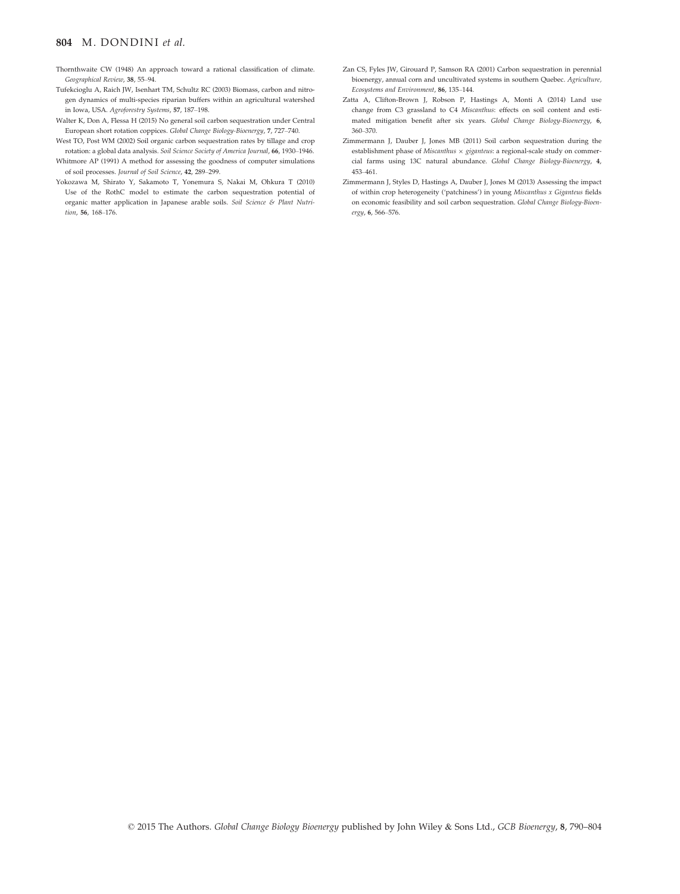Thornthwaite CW (1948) An approach toward a rational classification of climate. *Geographical Review*, **38**, 55–94.

Tufekcioglu A, Raich JW, Isenhart TM, Schultz RC (2003) Biomass, carbon and nitrogen dynamics of multi-species riparian buffers within an agricultural watershed in Iowa, USA. *Agroforestry Systems*, **57**, 187–198.

Walter K, Don A, Flessa H (2015) No general soil carbon sequestration under Central European short rotation coppices. *Global Change Biology-Bioenergy*, **7**, 727–740.

West TO, Post WM (2002) Soil organic carbon sequestration rates by tillage and crop rotation: a global data analysis. *Soil Science Society of America Journal*, **66**, 1930–1946.

Whitmore AP (1991) A method for assessing the goodness of computer simulations of soil processes. *Journal of Soil Science*, **42**, 289–299.

Yokozawa M, Shirato Y, Sakamoto T, Yonemura S, Nakai M, Ohkura T (2010) Use of the RothC model to estimate the carbon sequestration potential of organic matter application in Japanese arable soils. *Soil Science & Plant Nutrition*, **56**, 168–176.

Zan CS, Fyles JW, Girouard P, Samson RA (2001) Carbon sequestration in perennial bioenergy, annual corn and uncultivated systems in southern Quebec. *Agriculture, Ecosystems and Environment*, **86**, 135–144.

Zatta A, Clifton-Brown J, Robson P, Hastings A, Monti A (2014) Land use change from C3 grassland to C4 *Miscanthus*: effects on soil content and estimated mitigation benefit after six years. *Global Change Biology-Bioenergy*, **6**, 360–370.

Zimmermann J, Dauber J, Jones MB (2011) Soil carbon sequestration during the establishment phase of *Miscanthus* × *giganteus*: a regional-scale study on commercial farms using 13C natural abundance. *Global Change Biology-Bioenergy*, **4**, 453–461.

Zimmermann J, Styles D, Hastings A, Dauber J, Jones M (2013) Assessing the impact of within crop heterogeneity ('patchiness') in young *Miscanthus x Giganteus* fields on economic feasibility and soil carbon sequestration. *Global Change Biology-Bioenergy*, **6**, 566–576.